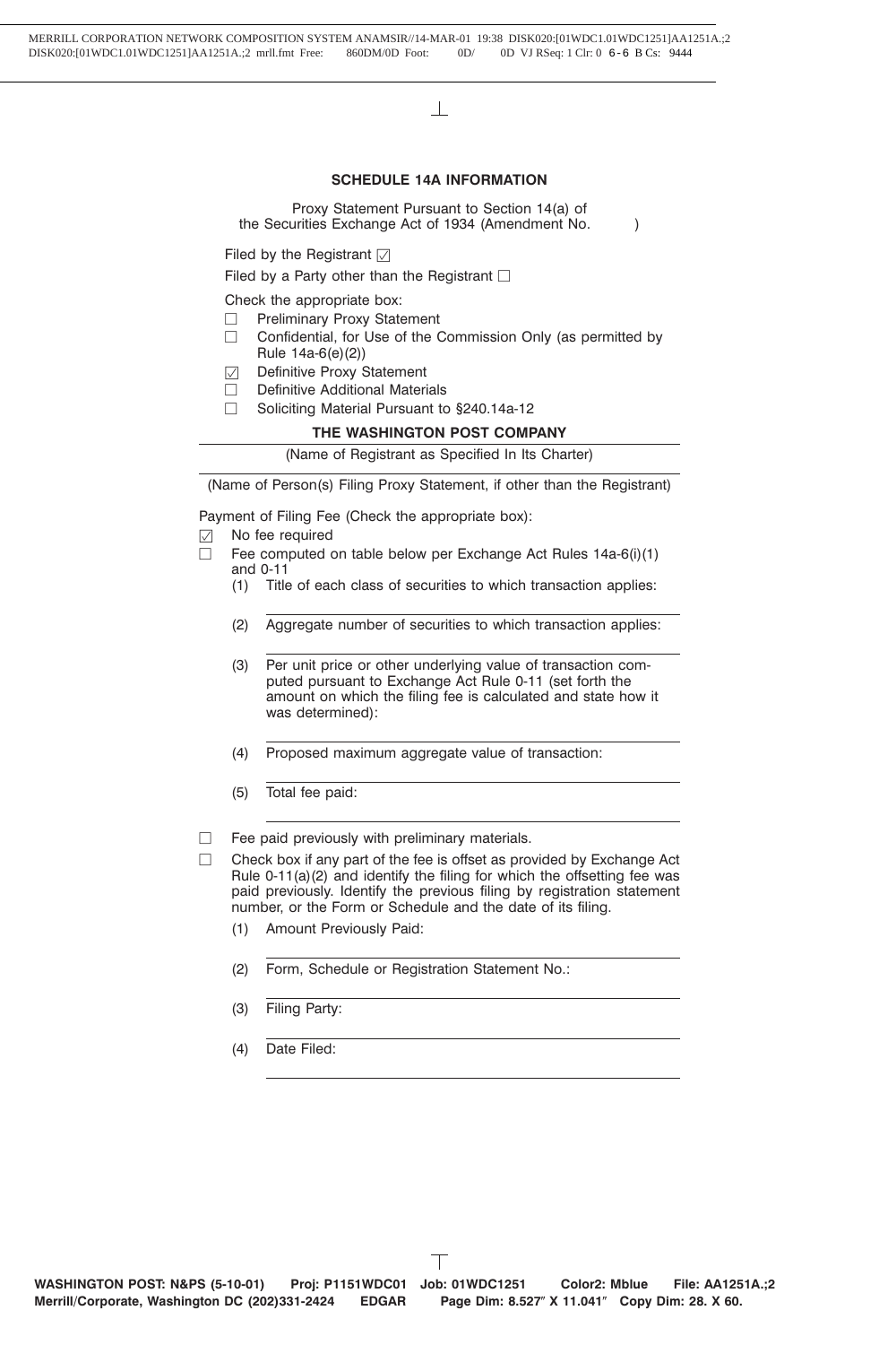## SCHEDULE 14A INFORMATION

Proxy Statement Pursuant to Section 14(a) of the Securities Exchange Act of 1934 (Amendment No. )

Filed by the Registrant ☑

Filed by a Party other than the Registrant ☐

Check the appropriate box:

- ☐ Preliminary Proxy Statement
- ☐ Confidential, for Use of the Commission Only (as permitted by Rule 14a-6(e)(2))
- ☑ Definitive Proxy Statement
- ☐ Definitive Additional Materials
- ☐ Soliciting Material Pursuant to §240.14a-12

**THE WASHINGTON POST COMPANY**

(Name of Registrant as Specified In Its Charter)

(Name of Person(s) Filing Proxy Statement, if other than the Registrant)

Payment of Filing Fee (Check the appropriate box):

- ☑ No fee required
- ☐ Fee computed on table below per Exchange Act Rules 14a-6(i)(1) and 0-11
  1. Title of each class of securities to which transaction applies:
  2. Aggregate number of securities to which transaction applies:
  3. Per unit price or other underlying value of transaction computed pursuant to Exchange Act Rule 0-11 (set forth the amount on which the filing fee is calculated and state how it was determined):
  4. Proposed maximum aggregate value of transaction:
  5. Total fee paid:
- ☐ Fee paid previously with preliminary materials.
- ☐ Check box if any part of the fee is offset as provided by Exchange Act Rule 0-11(a)(2) and identify the filing for which the offsetting fee was paid previously. Identify the previous filing by registration statement number, or the Form or Schedule and the date of its filing.
  1. Amount Previously Paid:
  2. Form, Schedule or Registration Statement No.:
  3. Filing Party:
  4. Date Filed: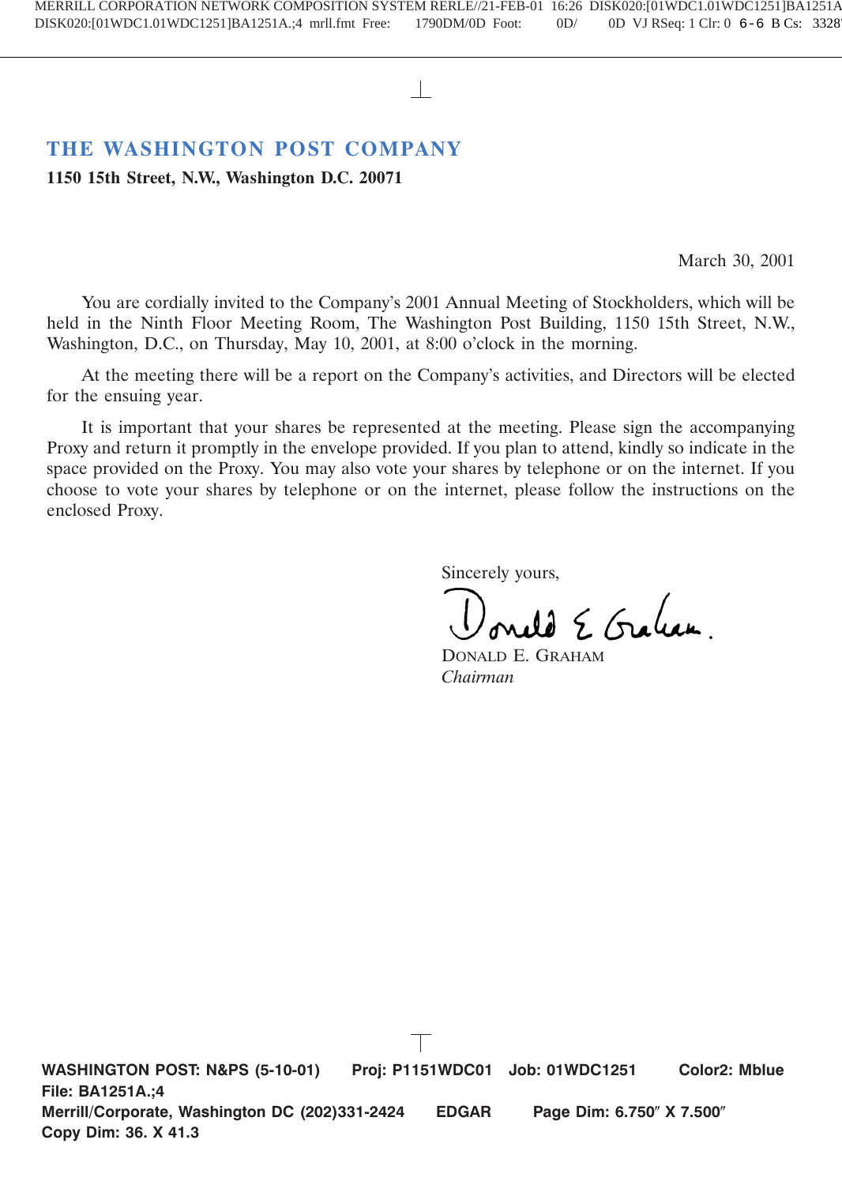# THE WASHINGTON POST COMPANY

**1150 15th Street, N.W., Washington D.C. 20071**

March 30, 2001

You are cordially invited to the Company's 2001 Annual Meeting of Stockholders, which will be held in the Ninth Floor Meeting Room, The Washington Post Building, 1150 15th Street, N.W., Washington, D.C., on Thursday, May 10, 2001, at 8:00 o'clock in the morning.

At the meeting there will be a report on the Company's activities, and Directors will be elected for the ensuing year.

It is important that your shares be represented at the meeting. Please sign the accompanying Proxy and return it promptly in the envelope provided. If you plan to attend, kindly so indicate in the space provided on the Proxy. You may also vote your shares by telephone or on the internet. If you choose to vote your shares by telephone or on the internet, please follow the instructions on the enclosed Proxy.

Sincerely yours,

DONALD E. GRAHAM
*Chairman*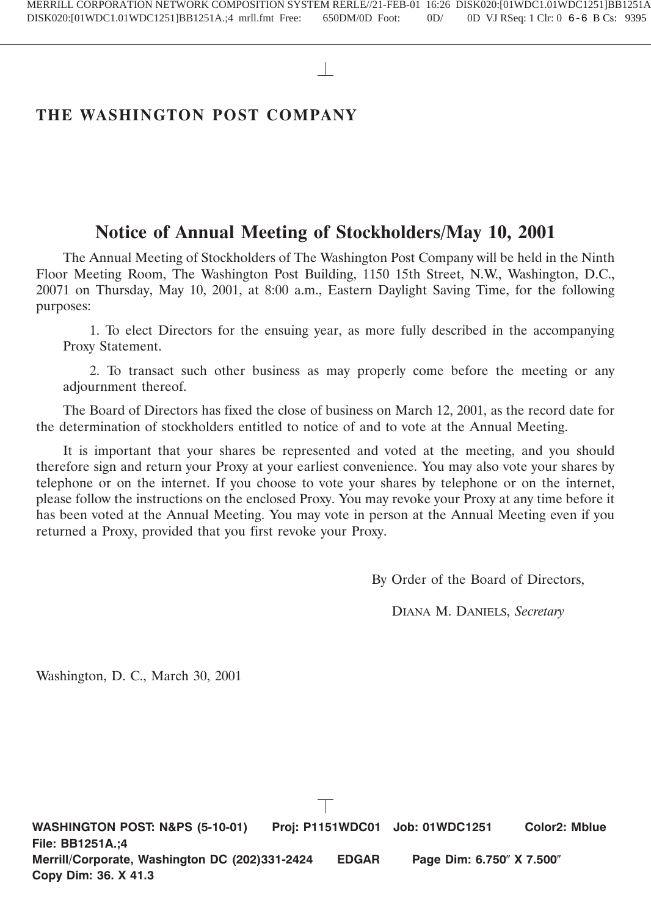# THE WASHINGTON POST COMPANY

## Notice of Annual Meeting of Stockholders/May 10, 2001

The Annual Meeting of Stockholders of The Washington Post Company will be held in the Ninth Floor Meeting Room, The Washington Post Building, 1150 15th Street, N.W., Washington, D.C., 20071 on Thursday, May 10, 2001, at 8:00 a.m., Eastern Daylight Saving Time, for the following purposes:

1. To elect Directors for the ensuing year, as more fully described in the accompanying Proxy Statement.

2. To transact such other business as may properly come before the meeting or any adjournment thereof.

The Board of Directors has fixed the close of business on March 12, 2001, as the record date for the determination of stockholders entitled to notice of and to vote at the Annual Meeting.

It is important that your shares be represented and voted at the meeting, and you should therefore sign and return your Proxy at your earliest convenience. You may also vote your shares by telephone or on the internet. If you choose to vote your shares by telephone or on the internet, please follow the instructions on the enclosed Proxy. You may revoke your Proxy at any time before it has been voted at the Annual Meeting. You may vote in person at the Annual Meeting even if you returned a Proxy, provided that you first revoke your Proxy.

By Order of the Board of Directors,

DIANA M. DANIELS, *Secretary*

Washington, D. C., March 30, 2001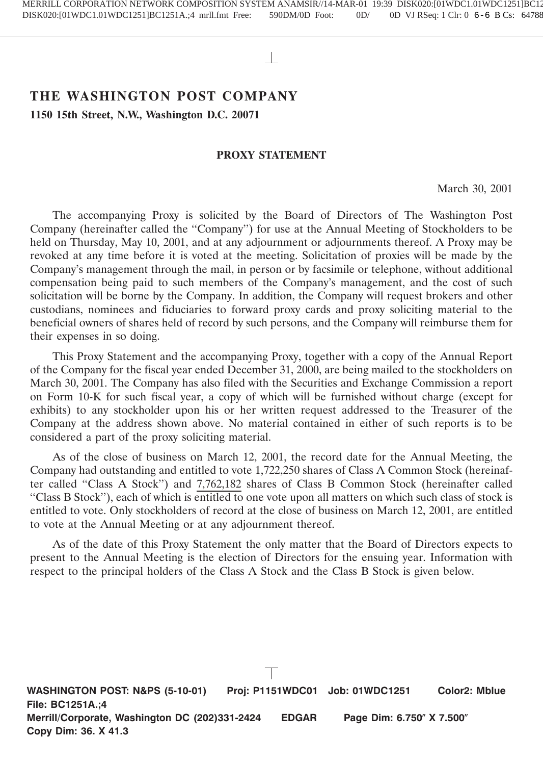# THE WASHINGTON POST COMPANY

**1150 15th Street, N.W., Washington D.C. 20071**

## PROXY STATEMENT

March 30, 2001

The accompanying Proxy is solicited by the Board of Directors of The Washington Post Company (hereinafter called the "Company") for use at the Annual Meeting of Stockholders to be held on Thursday, May 10, 2001, and at any adjournment or adjournments thereof. A Proxy may be revoked at any time before it is voted at the meeting. Solicitation of proxies will be made by the Company's management through the mail, in person or by facsimile or telephone, without additional compensation being paid to such members of the Company's management, and the cost of such solicitation will be borne by the Company. In addition, the Company will request brokers and other custodians, nominees and fiduciaries to forward proxy cards and proxy soliciting material to the beneficial owners of shares held of record by such persons, and the Company will reimburse them for their expenses in so doing.

This Proxy Statement and the accompanying Proxy, together with a copy of the Annual Report of the Company for the fiscal year ended December 31, 2000, are being mailed to the stockholders on March 30, 2001. The Company has also filed with the Securities and Exchange Commission a report on Form 10-K for such fiscal year, a copy of which will be furnished without charge (except for exhibits) to any stockholder upon his or her written request addressed to the Treasurer of the Company at the address shown above. No material contained in either of such reports is to be considered a part of the proxy soliciting material.

As of the close of business on March 12, 2001, the record date for the Annual Meeting, the Company had outstanding and entitled to vote 1,722,250 shares of Class A Common Stock (hereinafter called "Class A Stock") and 7,762,182 shares of Class B Common Stock (hereinafter called "Class B Stock"), each of which is entitled to one vote upon all matters on which such class of stock is entitled to vote. Only stockholders of record at the close of business on March 12, 2001, are entitled to vote at the Annual Meeting or at any adjournment thereof.

As of the date of this Proxy Statement the only matter that the Board of Directors expects to present to the Annual Meeting is the election of Directors for the ensuing year. Information with respect to the principal holders of the Class A Stock and the Class B Stock is given below.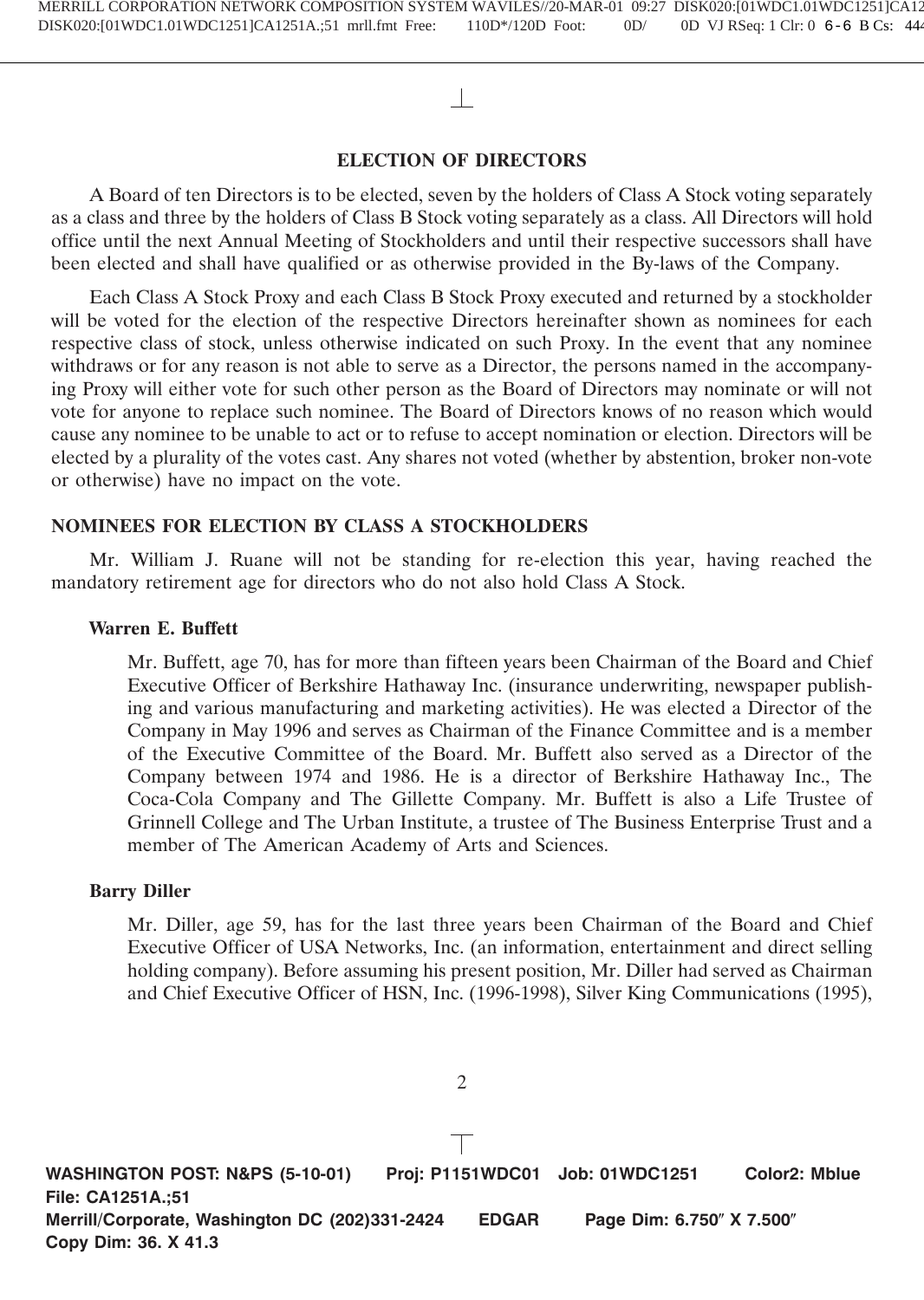## ELECTION OF DIRECTORS

A Board of ten Directors is to be elected, seven by the holders of Class A Stock voting separately as a class and three by the holders of Class B Stock voting separately as a class. All Directors will hold office until the next Annual Meeting of Stockholders and until their respective successors shall have been elected and shall have qualified or as otherwise provided in the By-laws of the Company.

Each Class A Stock Proxy and each Class B Stock Proxy executed and returned by a stockholder will be voted for the election of the respective Directors hereinafter shown as nominees for each respective class of stock, unless otherwise indicated on such Proxy. In the event that any nominee withdraws or for any reason is not able to serve as a Director, the persons named in the accompanying Proxy will either vote for such other person as the Board of Directors may nominate or will not vote for anyone to replace such nominee. The Board of Directors knows of no reason which would cause any nominee to be unable to act or to refuse to accept nomination or election. Directors will be elected by a plurality of the votes cast. Any shares not voted (whether by abstention, broker non-vote or otherwise) have no impact on the vote.

### NOMINEES FOR ELECTION BY CLASS A STOCKHOLDERS

Mr. William J. Ruane will not be standing for re-election this year, having reached the mandatory retirement age for directors who do not also hold Class A Stock.

#### Warren E. Buffett

Mr. Buffett, age 70, has for more than fifteen years been Chairman of the Board and Chief Executive Officer of Berkshire Hathaway Inc. (insurance underwriting, newspaper publishing and various manufacturing and marketing activities). He was elected a Director of the Company in May 1996 and serves as Chairman of the Finance Committee and is a member of the Executive Committee of the Board. Mr. Buffett also served as a Director of the Company between 1974 and 1986. He is a director of Berkshire Hathaway Inc., The Coca-Cola Company and The Gillette Company. Mr. Buffett is also a Life Trustee of Grinnell College and The Urban Institute, a trustee of The Business Enterprise Trust and a member of The American Academy of Arts and Sciences.

#### Barry Diller

Mr. Diller, age 59, has for the last three years been Chairman of the Board and Chief Executive Officer of USA Networks, Inc. (an information, entertainment and direct selling holding company). Before assuming his present position, Mr. Diller had served as Chairman and Chief Executive Officer of HSN, Inc. (1996-1998), Silver King Communications (1995),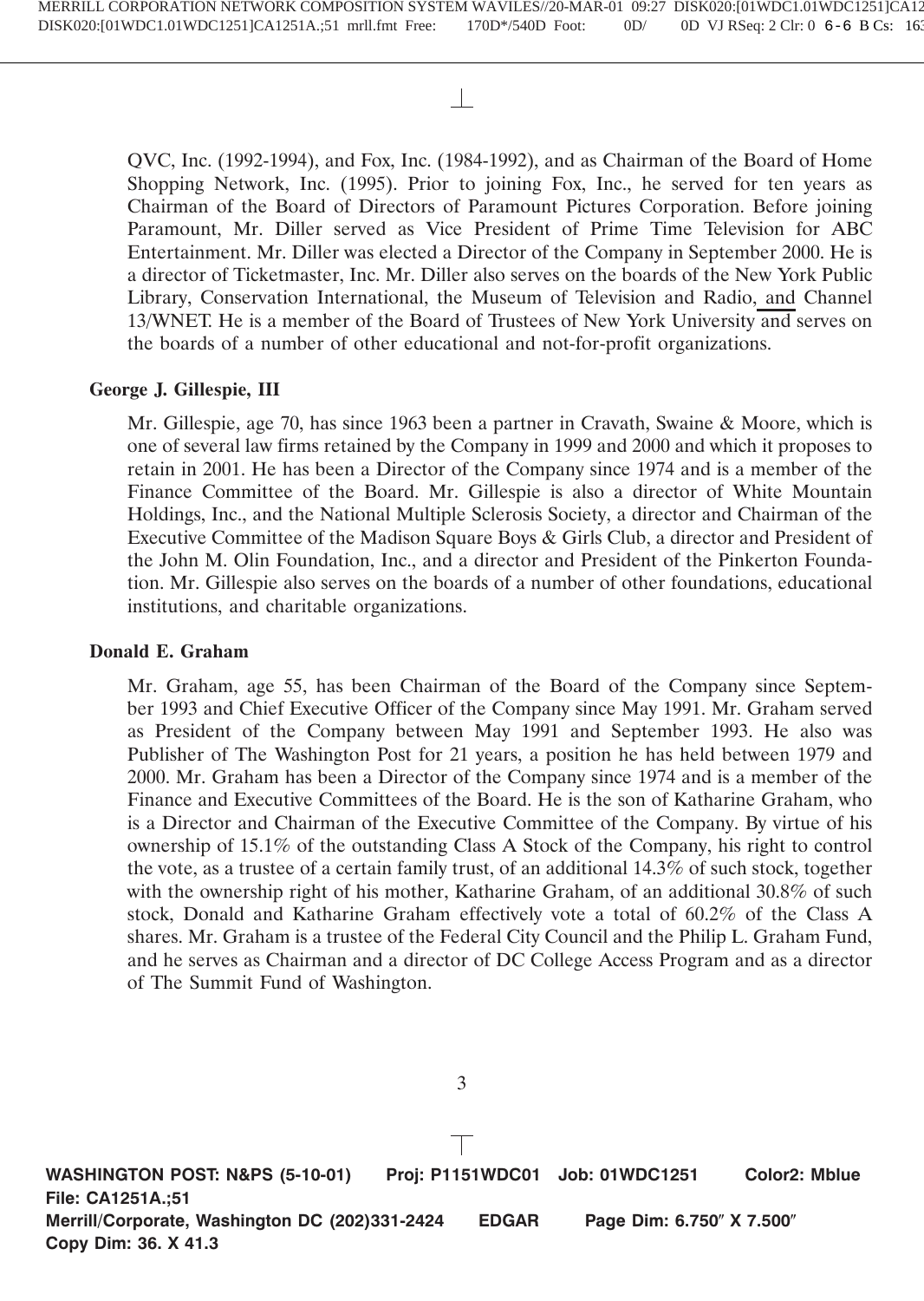QVC, Inc. (1992-1994), and Fox, Inc. (1984-1992), and as Chairman of the Board of Home Shopping Network, Inc. (1995). Prior to joining Fox, Inc., he served for ten years as Chairman of the Board of Directors of Paramount Pictures Corporation. Before joining Paramount, Mr. Diller served as Vice President of Prime Time Television for ABC Entertainment. Mr. Diller was elected a Director of the Company in September 2000. He is a director of Ticketmaster, Inc. Mr. Diller also serves on the boards of the New York Public Library, Conservation International, the Museum of Television and Radio, and Channel 13/WNET. He is a member of the Board of Trustees of New York University and serves on the boards of a number of other educational and not-for-profit organizations.

**George J. Gillespie, III**

Mr. Gillespie, age 70, has since 1963 been a partner in Cravath, Swaine & Moore, which is one of several law firms retained by the Company in 1999 and 2000 and which it proposes to retain in 2001. He has been a Director of the Company since 1974 and is a member of the Finance Committee of the Board. Mr. Gillespie is also a director of White Mountain Holdings, Inc., and the National Multiple Sclerosis Society, a director and Chairman of the Executive Committee of the Madison Square Boys & Girls Club, a director and President of the John M. Olin Foundation, Inc., and a director and President of the Pinkerton Foundation. Mr. Gillespie also serves on the boards of a number of other foundations, educational institutions, and charitable organizations.

**Donald E. Graham**

Mr. Graham, age 55, has been Chairman of the Board of the Company since September 1993 and Chief Executive Officer of the Company since May 1991. Mr. Graham served as President of the Company between May 1991 and September 1993. He also was Publisher of The Washington Post for 21 years, a position he has held between 1979 and 2000. Mr. Graham has been a Director of the Company since 1974 and is a member of the Finance and Executive Committees of the Board. He is the son of Katharine Graham, who is a Director and Chairman of the Executive Committee of the Company. By virtue of his ownership of 15.1% of the outstanding Class A Stock of the Company, his right to control the vote, as a trustee of a certain family trust, of an additional 14.3% of such stock, together with the ownership right of his mother, Katharine Graham, of an additional 30.8% of such stock, Donald and Katharine Graham effectively vote a total of 60.2% of the Class A shares. Mr. Graham is a trustee of the Federal City Council and the Philip L. Graham Fund, and he serves as Chairman and a director of DC College Access Program and as a director of The Summit Fund of Washington.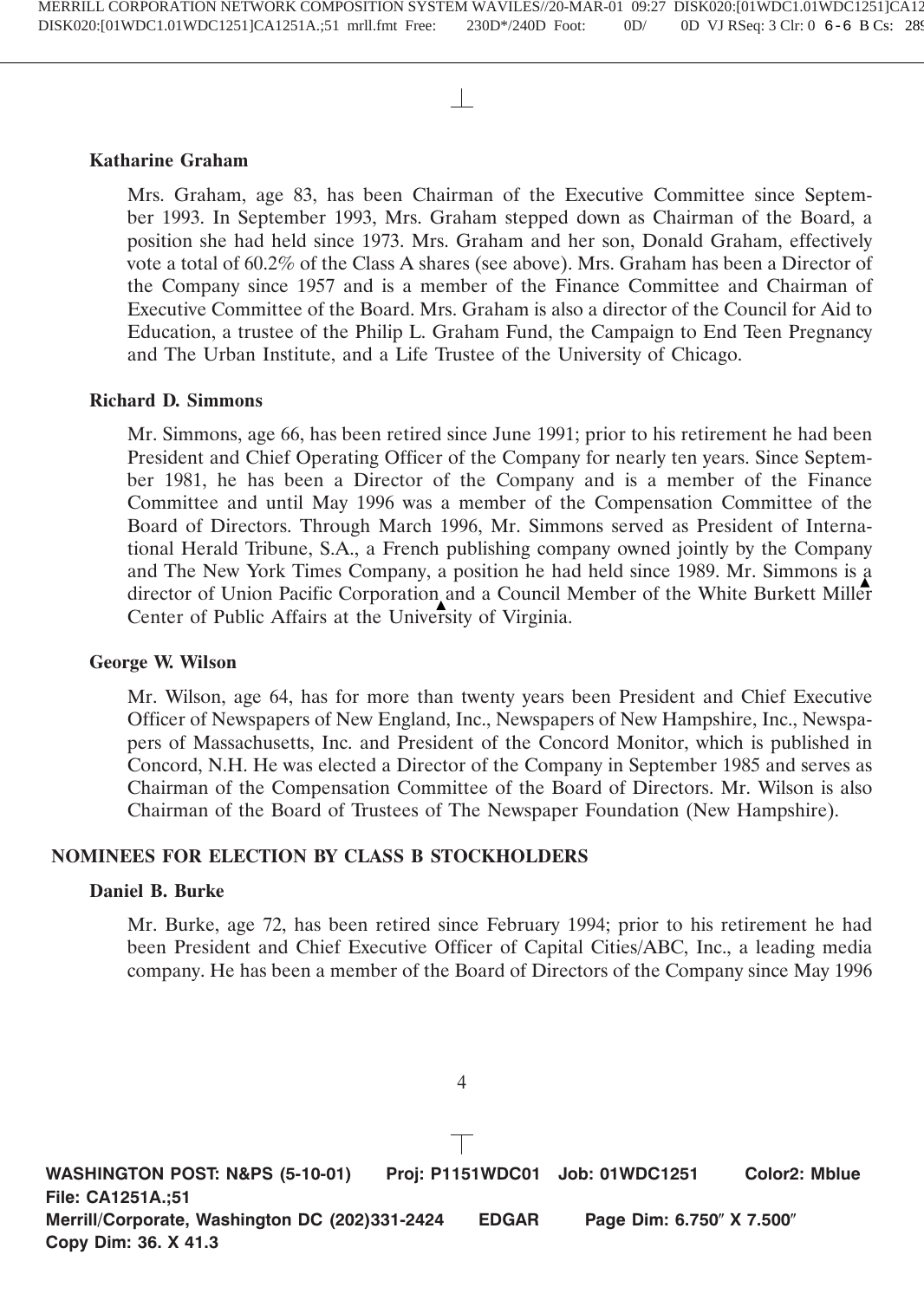**Katharine Graham**

Mrs. Graham, age 83, has been Chairman of the Executive Committee since September 1993. In September 1993, Mrs. Graham stepped down as Chairman of the Board, a position she had held since 1973. Mrs. Graham and her son, Donald Graham, effectively vote a total of 60.2% of the Class A shares (see above). Mrs. Graham has been a Director of the Company since 1957 and is a member of the Finance Committee and Chairman of Executive Committee of the Board. Mrs. Graham is also a director of the Council for Aid to Education, a trustee of the Philip L. Graham Fund, the Campaign to End Teen Pregnancy and The Urban Institute, and a Life Trustee of the University of Chicago.

**Richard D. Simmons**

Mr. Simmons, age 66, has been retired since June 1991; prior to his retirement he had been President and Chief Operating Officer of the Company for nearly ten years. Since September 1981, he has been a Director of the Company and is a member of the Finance Committee and until May 1996 was a member of the Compensation Committee of the Board of Directors. Through March 1996, Mr. Simmons served as President of International Herald Tribune, S.A., a French publishing company owned jointly by the Company and The New York Times Company, a position he had held since 1989. Mr. Simmons is a director of Union Pacific Corporation and a Council Member of the White Burkett Miller Center of Public Affairs at the University of Virginia.

**George W. Wilson**

Mr. Wilson, age 64, has for more than twenty years been President and Chief Executive Officer of Newspapers of New England, Inc., Newspapers of New Hampshire, Inc., Newspapers of Massachusetts, Inc. and President of the Concord Monitor, which is published in Concord, N.H. He was elected a Director of the Company in September 1985 and serves as Chairman of the Compensation Committee of the Board of Directors. Mr. Wilson is also Chairman of the Board of Trustees of The Newspaper Foundation (New Hampshire).

## NOMINEES FOR ELECTION BY CLASS B STOCKHOLDERS

**Daniel B. Burke**

Mr. Burke, age 72, has been retired since February 1994; prior to his retirement he had been President and Chief Executive Officer of Capital Cities/ABC, Inc., a leading media company. He has been a member of the Board of Directors of the Company since May 1996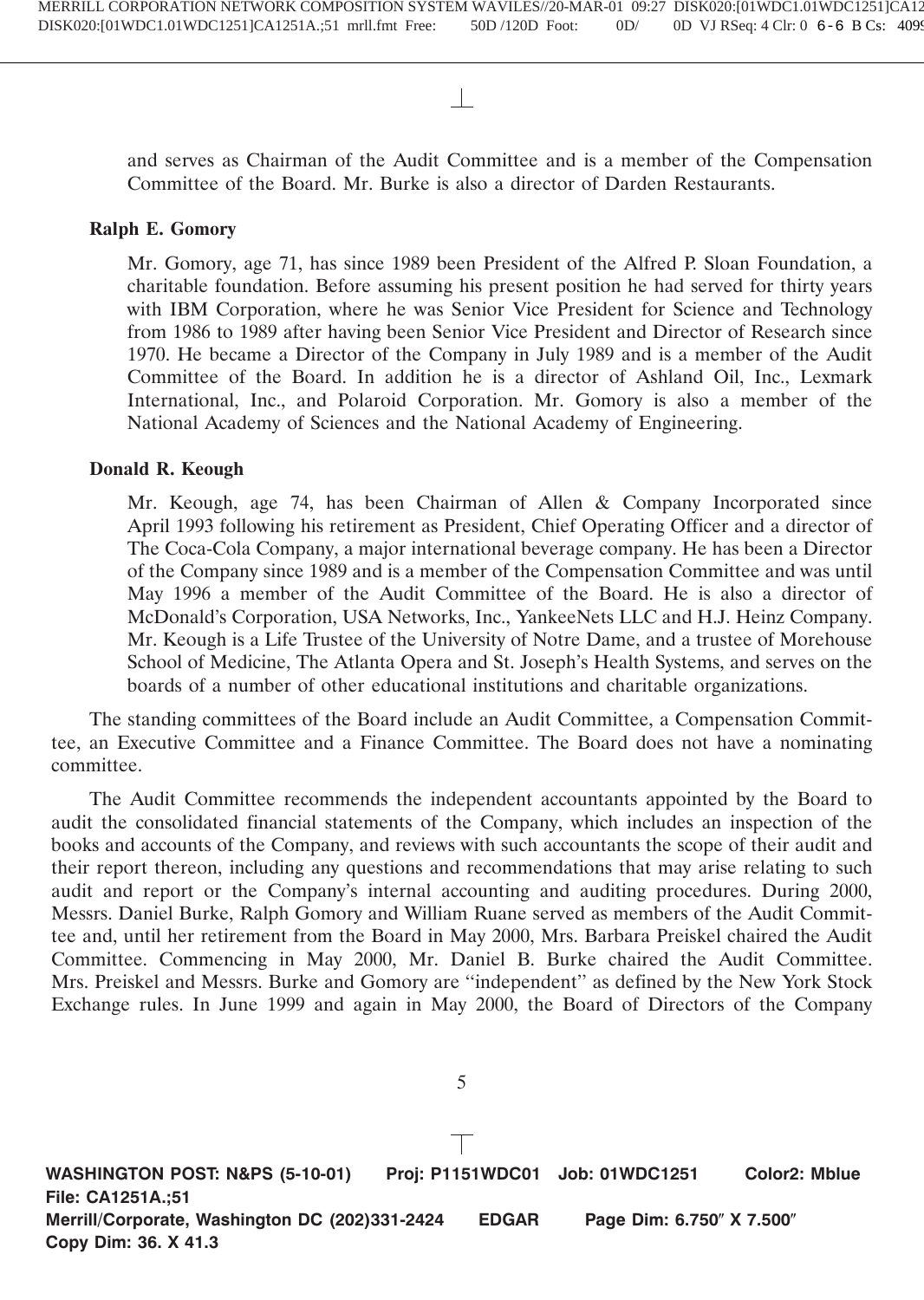and serves as Chairman of the Audit Committee and is a member of the Compensation Committee of the Board. Mr. Burke is also a director of Darden Restaurants.

**Ralph E. Gomory**

Mr. Gomory, age 71, has since 1989 been President of the Alfred P. Sloan Foundation, a charitable foundation. Before assuming his present position he had served for thirty years with IBM Corporation, where he was Senior Vice President for Science and Technology from 1986 to 1989 after having been Senior Vice President and Director of Research since 1970. He became a Director of the Company in July 1989 and is a member of the Audit Committee of the Board. In addition he is a director of Ashland Oil, Inc., Lexmark International, Inc., and Polaroid Corporation. Mr. Gomory is also a member of the National Academy of Sciences and the National Academy of Engineering.

**Donald R. Keough**

Mr. Keough, age 74, has been Chairman of Allen & Company Incorporated since April 1993 following his retirement as President, Chief Operating Officer and a director of The Coca-Cola Company, a major international beverage company. He has been a Director of the Company since 1989 and is a member of the Compensation Committee and was until May 1996 a member of the Audit Committee of the Board. He is also a director of McDonald's Corporation, USA Networks, Inc., YankeeNets LLC and H.J. Heinz Company. Mr. Keough is a Life Trustee of the University of Notre Dame, and a trustee of Morehouse School of Medicine, The Atlanta Opera and St. Joseph's Health Systems, and serves on the boards of a number of other educational institutions and charitable organizations.

The standing committees of the Board include an Audit Committee, a Compensation Committee, an Executive Committee and a Finance Committee. The Board does not have a nominating committee.

The Audit Committee recommends the independent accountants appointed by the Board to audit the consolidated financial statements of the Company, which includes an inspection of the books and accounts of the Company, and reviews with such accountants the scope of their audit and their report thereon, including any questions and recommendations that may arise relating to such audit and report or the Company's internal accounting and auditing procedures. During 2000, Messrs. Daniel Burke, Ralph Gomory and William Ruane served as members of the Audit Committee and, until her retirement from the Board in May 2000, Mrs. Barbara Preiskel chaired the Audit Committee. Commencing in May 2000, Mr. Daniel B. Burke chaired the Audit Committee. Mrs. Preiskel and Messrs. Burke and Gomory are "independent" as defined by the New York Stock Exchange rules. In June 1999 and again in May 2000, the Board of Directors of the Company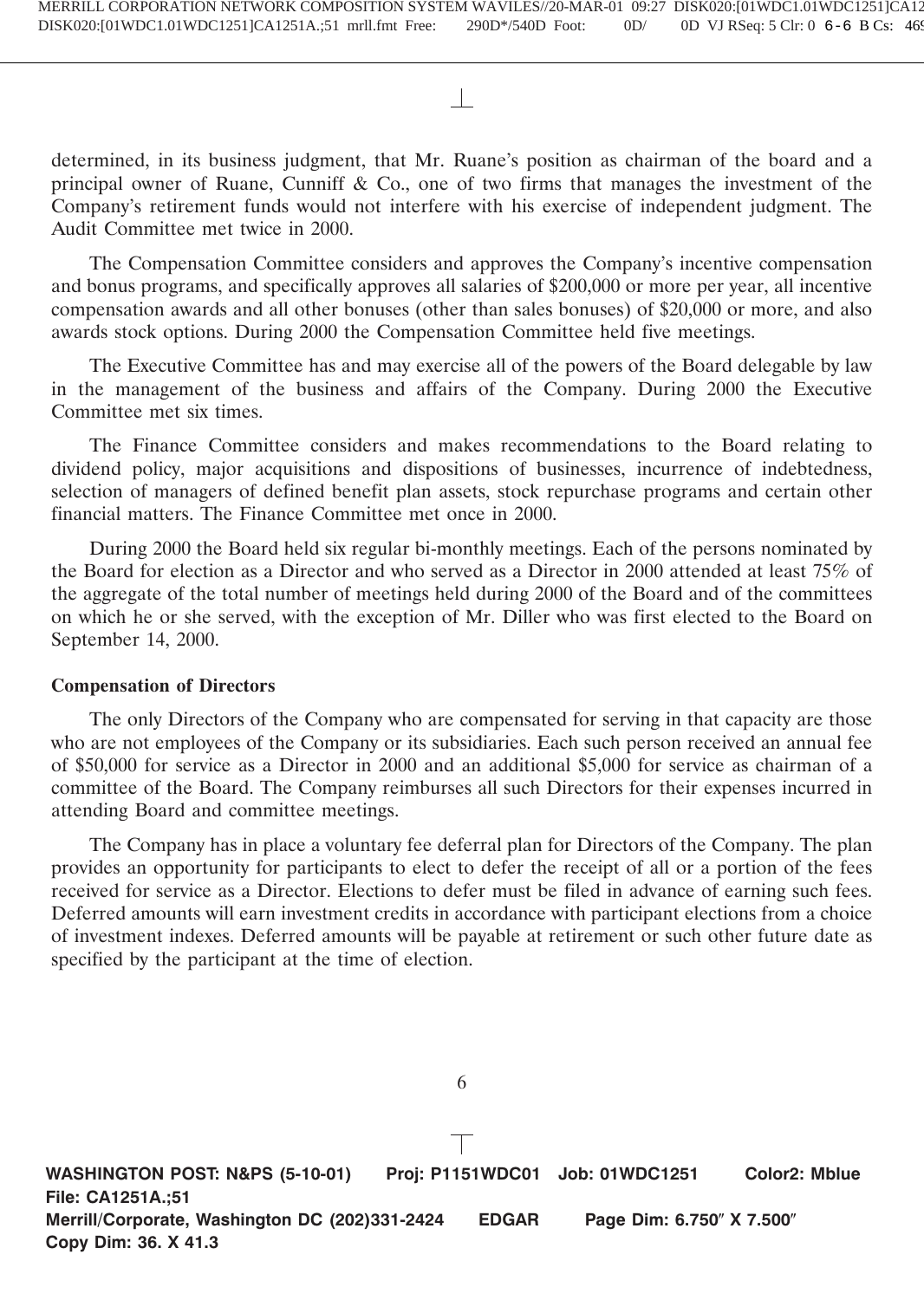determined, in its business judgment, that Mr. Ruane's position as chairman of the board and a principal owner of Ruane, Cunniff & Co., one of two firms that manages the investment of the Company's retirement funds would not interfere with his exercise of independent judgment. The Audit Committee met twice in 2000.

The Compensation Committee considers and approves the Company's incentive compensation and bonus programs, and specifically approves all salaries of $200,000 or more per year, all incentive compensation awards and all other bonuses (other than sales bonuses) of $20,000 or more, and also awards stock options. During 2000 the Compensation Committee held five meetings.

The Executive Committee has and may exercise all of the powers of the Board delegable by law in the management of the business and affairs of the Company. During 2000 the Executive Committee met six times.

The Finance Committee considers and makes recommendations to the Board relating to dividend policy, major acquisitions and dispositions of businesses, incurrence of indebtedness, selection of managers of defined benefit plan assets, stock repurchase programs and certain other financial matters. The Finance Committee met once in 2000.

During 2000 the Board held six regular bi-monthly meetings. Each of the persons nominated by the Board for election as a Director and who served as a Director in 2000 attended at least 75% of the aggregate of the total number of meetings held during 2000 of the Board and of the committees on which he or she served, with the exception of Mr. Diller who was first elected to the Board on September 14, 2000.

**Compensation of Directors**

The only Directors of the Company who are compensated for serving in that capacity are those who are not employees of the Company or its subsidiaries. Each such person received an annual fee of $50,000 for service as a Director in 2000 and an additional $5,000 for service as chairman of a committee of the Board. The Company reimburses all such Directors for their expenses incurred in attending Board and committee meetings.

The Company has in place a voluntary fee deferral plan for Directors of the Company. The plan provides an opportunity for participants to elect to defer the receipt of all or a portion of the fees received for service as a Director. Elections to defer must be filed in advance of earning such fees. Deferred amounts will earn investment credits in accordance with participant elections from a choice of investment indexes. Deferred amounts will be payable at retirement or such other future date as specified by the participant at the time of election.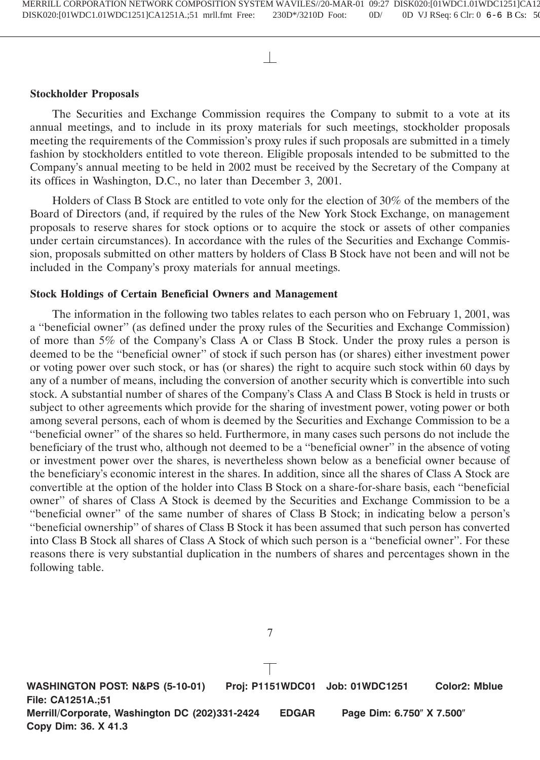### Stockholder Proposals

The Securities and Exchange Commission requires the Company to submit to a vote at its annual meetings, and to include in its proxy materials for such meetings, stockholder proposals meeting the requirements of the Commission's proxy rules if such proposals are submitted in a timely fashion by stockholders entitled to vote thereon. Eligible proposals intended to be submitted to the Company's annual meeting to be held in 2002 must be received by the Secretary of the Company at its offices in Washington, D.C., no later than December 3, 2001.

Holders of Class B Stock are entitled to vote only for the election of 30% of the members of the Board of Directors (and, if required by the rules of the New York Stock Exchange, on management proposals to reserve shares for stock options or to acquire the stock or assets of other companies under certain circumstances). In accordance with the rules of the Securities and Exchange Commission, proposals submitted on other matters by holders of Class B Stock have not been and will not be included in the Company's proxy materials for annual meetings.

### Stock Holdings of Certain Beneficial Owners and Management

The information in the following two tables relates to each person who on February 1, 2001, was a "beneficial owner" (as defined under the proxy rules of the Securities and Exchange Commission) of more than 5% of the Company's Class A or Class B Stock. Under the proxy rules a person is deemed to be the "beneficial owner" of stock if such person has (or shares) either investment power or voting power over such stock, or has (or shares) the right to acquire such stock within 60 days by any of a number of means, including the conversion of another security which is convertible into such stock. A substantial number of shares of the Company's Class A and Class B Stock is held in trusts or subject to other agreements which provide for the sharing of investment power, voting power or both among several persons, each of whom is deemed by the Securities and Exchange Commission to be a "beneficial owner" of the shares so held. Furthermore, in many cases such persons do not include the beneficiary of the trust who, although not deemed to be a "beneficial owner" in the absence of voting or investment power over the shares, is nevertheless shown below as a beneficial owner because of the beneficiary's economic interest in the shares. In addition, since all the shares of Class A Stock are convertible at the option of the holder into Class B Stock on a share-for-share basis, each "beneficial owner" of shares of Class A Stock is deemed by the Securities and Exchange Commission to be a "beneficial owner" of the same number of shares of Class B Stock; in indicating below a person's "beneficial ownership" of shares of Class B Stock it has been assumed that such person has converted into Class B Stock all shares of Class A Stock of which such person is a "beneficial owner". For these reasons there is very substantial duplication in the numbers of shares and percentages shown in the following table.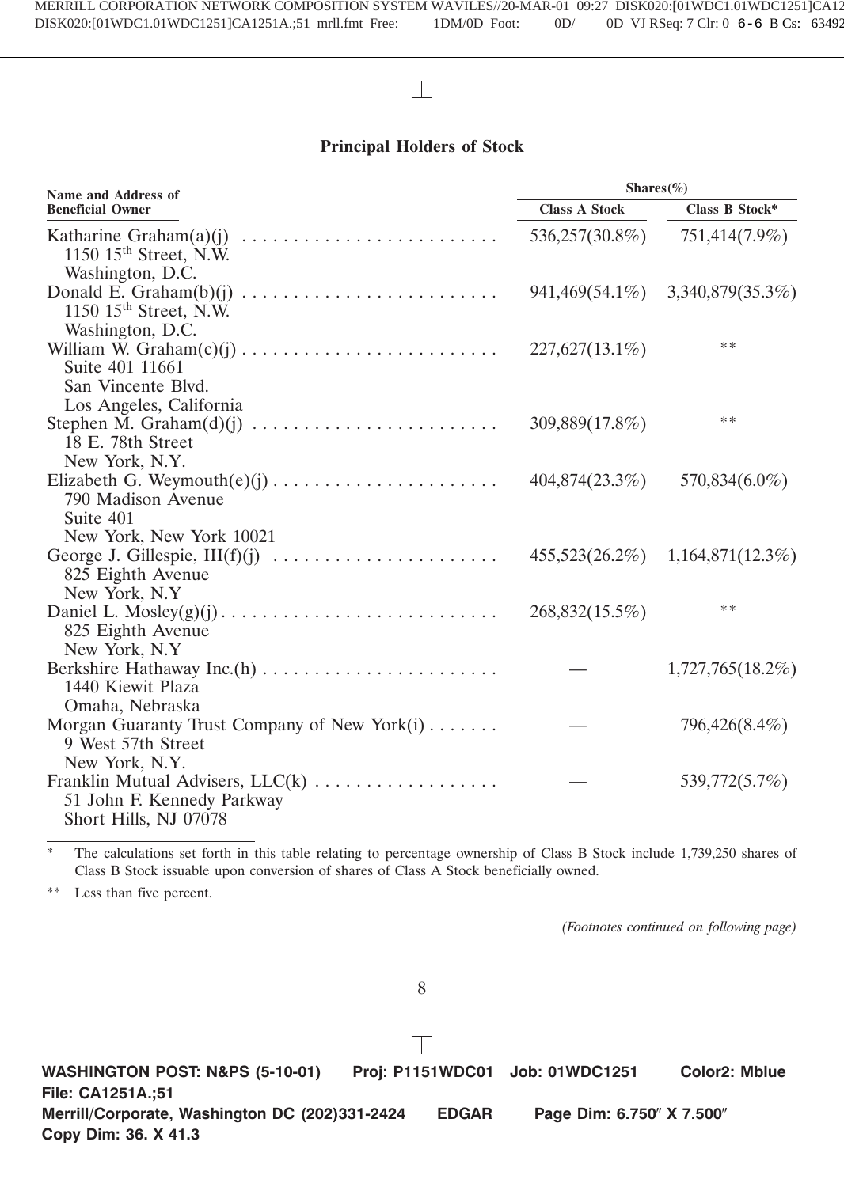## Principal Holders of Stock

| Name and Address of Beneficial Owner | Shares(%) | |
|---|---|---|
| | Class A Stock | Class B Stock* |
| Katharine Graham(a)(j)<br>1150 15th Street, N.W.<br>Washington, D.C. | 536,257(30.8%) | 751,414(7.9%) |
| Donald E. Graham(b)(j)<br>1150 15th Street, N.W.<br>Washington, D.C. | 941,469(54.1%) | 3,340,879(35.3%) |
| William W. Graham(c)(j)<br>Suite 401 11661<br>San Vincente Blvd.<br>Los Angeles, California | 227,627(13.1%) | ** |
| Stephen M. Graham(d)(j)<br>18 E. 78th Street<br>New York, N.Y. | 309,889(17.8%) | ** |
| Elizabeth G. Weymouth(e)(j)<br>790 Madison Avenue<br>Suite 401<br>New York, New York 10021 | 404,874(23.3%) | 570,834(6.0%) |
| George J. Gillespie, III(f)(j)<br>825 Eighth Avenue<br>New York, N.Y | 455,523(26.2%) | 1,164,871(12.3%) |
| Daniel L. Mosley(g)(j)<br>825 Eighth Avenue<br>New York, N.Y | 268,832(15.5%) | ** |
| Berkshire Hathaway Inc.(h)<br>1440 Kiewit Plaza<br>Omaha, Nebraska | — | 1,727,765(18.2%) |
| Morgan Guaranty Trust Company of New York(i)<br>9 West 57th Street<br>New York, N.Y. | — | 796,426(8.4%) |
| Franklin Mutual Advisers, LLC(k)<br>51 John F. Kennedy Parkway<br>Short Hills, NJ 07078 | — | 539,772(5.7%) |

\* The calculations set forth in this table relating to percentage ownership of Class B Stock include 1,739,250 shares of Class B Stock issuable upon conversion of shares of Class A Stock beneficially owned.

\*\* Less than five percent.

*(Footnotes continued on following page)*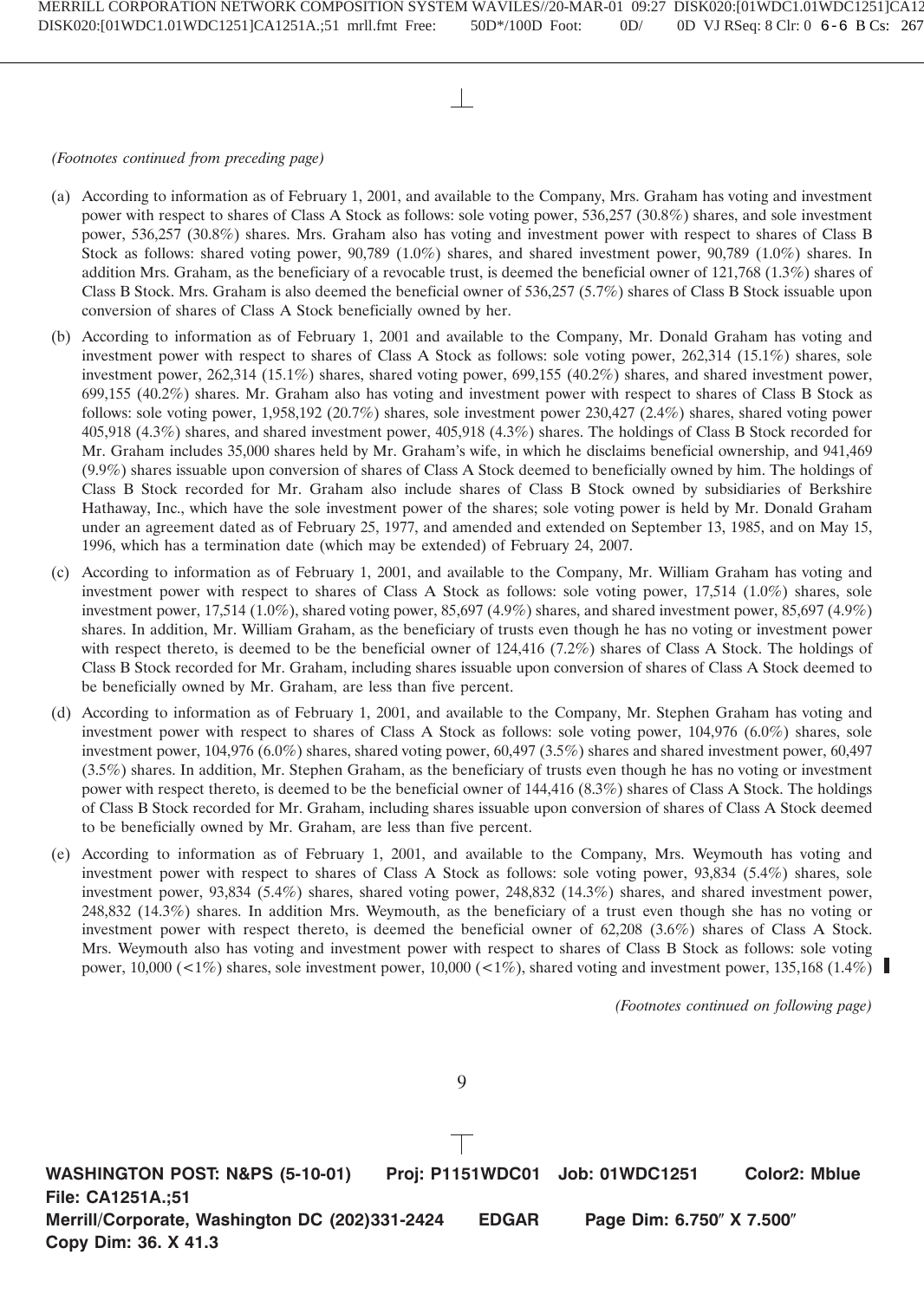*(Footnotes continued from preceding page)*

(a) According to information as of February 1, 2001, and available to the Company, Mrs. Graham has voting and investment power with respect to shares of Class A Stock as follows: sole voting power, 536,257 (30.8%) shares, and sole investment power, 536,257 (30.8%) shares. Mrs. Graham also has voting and investment power with respect to shares of Class B Stock as follows: shared voting power, 90,789 (1.0%) shares, and shared investment power, 90,789 (1.0%) shares. In addition Mrs. Graham, as the beneficiary of a revocable trust, is deemed the beneficial owner of 121,768 (1.3%) shares of Class B Stock. Mrs. Graham is also deemed the beneficial owner of 536,257 (5.7%) shares of Class B Stock issuable upon conversion of shares of Class A Stock beneficially owned by her.

(b) According to information as of February 1, 2001 and available to the Company, Mr. Donald Graham has voting and investment power with respect to shares of Class A Stock as follows: sole voting power, 262,314 (15.1%) shares, sole investment power, 262,314 (15.1%) shares, shared voting power, 699,155 (40.2%) shares, and shared investment power, 699,155 (40.2%) shares. Mr. Graham also has voting and investment power with respect to shares of Class B Stock as follows: sole voting power, 1,958,192 (20.7%) shares, sole investment power 230,427 (2.4%) shares, shared voting power 405,918 (4.3%) shares, and shared investment power, 405,918 (4.3%) shares. The holdings of Class B Stock recorded for Mr. Graham includes 35,000 shares held by Mr. Graham's wife, in which he disclaims beneficial ownership, and 941,469 (9.9%) shares issuable upon conversion of shares of Class A Stock deemed to beneficially owned by him. The holdings of Class B Stock recorded for Mr. Graham also include shares of Class B Stock owned by subsidiaries of Berkshire Hathaway, Inc., which have the sole investment power of the shares; sole voting power is held by Mr. Donald Graham under an agreement dated as of February 25, 1977, and amended and extended on September 13, 1985, and on May 15, 1996, which has a termination date (which may be extended) of February 24, 2007.

(c) According to information as of February 1, 2001, and available to the Company, Mr. William Graham has voting and investment power with respect to shares of Class A Stock as follows: sole voting power, 17,514 (1.0%) shares, sole investment power, 17,514 (1.0%), shared voting power, 85,697 (4.9%) shares, and shared investment power, 85,697 (4.9%) shares. In addition, Mr. William Graham, as the beneficiary of trusts even though he has no voting or investment power with respect thereto, is deemed to be the beneficial owner of 124,416 (7.2%) shares of Class A Stock. The holdings of Class B Stock recorded for Mr. Graham, including shares issuable upon conversion of shares of Class A Stock deemed to be beneficially owned by Mr. Graham, are less than five percent.

(d) According to information as of February 1, 2001, and available to the Company, Mr. Stephen Graham has voting and investment power with respect to shares of Class A Stock as follows: sole voting power, 104,976 (6.0%) shares, sole investment power, 104,976 (6.0%) shares, shared voting power, 60,497 (3.5%) shares and shared investment power, 60,497 (3.5%) shares. In addition, Mr. Stephen Graham, as the beneficiary of trusts even though he has no voting or investment power with respect thereto, is deemed to be the beneficial owner of 144,416 (8.3%) shares of Class A Stock. The holdings of Class B Stock recorded for Mr. Graham, including shares issuable upon conversion of shares of Class A Stock deemed to be beneficially owned by Mr. Graham, are less than five percent.

(e) According to information as of February 1, 2001, and available to the Company, Mrs. Weymouth has voting and investment power with respect to shares of Class A Stock as follows: sole voting power, 93,834 (5.4%) shares, sole investment power, 93,834 (5.4%) shares, shared voting power, 248,832 (14.3%) shares, and shared investment power, 248,832 (14.3%) shares. In addition Mrs. Weymouth, as the beneficiary of a trust even though she has no voting or investment power with respect thereto, is deemed the beneficial owner of 62,208 (3.6%) shares of Class A Stock. Mrs. Weymouth also has voting and investment power with respect to shares of Class B Stock as follows: sole voting power, 10,000 (<1%) shares, sole investment power, 10,000 (<1%), shared voting and investment power, 135,168 (1.4%)

*(Footnotes continued on following page)*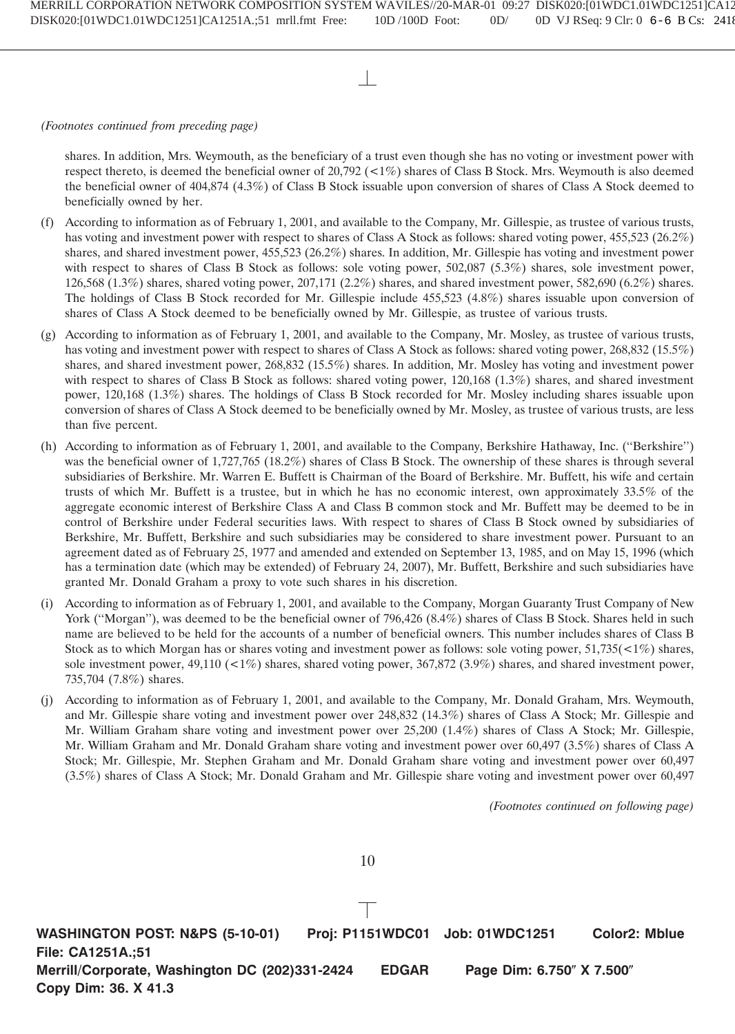*(Footnotes continued from preceding page)*

shares. In addition, Mrs. Weymouth, as the beneficiary of a trust even though she has no voting or investment power with respect thereto, is deemed the beneficial owner of 20,792 (<1%) shares of Class B Stock. Mrs. Weymouth is also deemed the beneficial owner of 404,874 (4.3%) of Class B Stock issuable upon conversion of shares of Class A Stock deemed to beneficially owned by her.

(f) According to information as of February 1, 2001, and available to the Company, Mr. Gillespie, as trustee of various trusts, has voting and investment power with respect to shares of Class A Stock as follows: shared voting power, 455,523 (26.2%) shares, and shared investment power, 455,523 (26.2%) shares. In addition, Mr. Gillespie has voting and investment power with respect to shares of Class B Stock as follows: sole voting power, 502,087 (5.3%) shares, sole investment power, 126,568 (1.3%) shares, shared voting power, 207,171 (2.2%) shares, and shared investment power, 582,690 (6.2%) shares. The holdings of Class B Stock recorded for Mr. Gillespie include 455,523 (4.8%) shares issuable upon conversion of shares of Class A Stock deemed to be beneficially owned by Mr. Gillespie, as trustee of various trusts.

(g) According to information as of February 1, 2001, and available to the Company, Mr. Mosley, as trustee of various trusts, has voting and investment power with respect to shares of Class A Stock as follows: shared voting power, 268,832 (15.5%) shares, and shared investment power, 268,832 (15.5%) shares. In addition, Mr. Mosley has voting and investment power with respect to shares of Class B Stock as follows: shared voting power, 120,168 (1.3%) shares, and shared investment power, 120,168 (1.3%) shares. The holdings of Class B Stock recorded for Mr. Mosley including shares issuable upon conversion of shares of Class A Stock deemed to be beneficially owned by Mr. Mosley, as trustee of various trusts, are less than five percent.

(h) According to information as of February 1, 2001, and available to the Company, Berkshire Hathaway, Inc. (''Berkshire'') was the beneficial owner of 1,727,765 (18.2%) shares of Class B Stock. The ownership of these shares is through several subsidiaries of Berkshire. Mr. Warren E. Buffett is Chairman of the Board of Berkshire. Mr. Buffett, his wife and certain trusts of which Mr. Buffett is a trustee, but in which he has no economic interest, own approximately 33.5% of the aggregate economic interest of Berkshire Class A and Class B common stock and Mr. Buffett may be deemed to be in control of Berkshire under Federal securities laws. With respect to shares of Class B Stock owned by subsidiaries of Berkshire, Mr. Buffett, Berkshire and such subsidiaries may be considered to share investment power. Pursuant to an agreement dated as of February 25, 1977 and amended and extended on September 13, 1985, and on May 15, 1996 (which has a termination date (which may be extended) of February 24, 2007), Mr. Buffett, Berkshire and such subsidiaries have granted Mr. Donald Graham a proxy to vote such shares in his discretion.

(i) According to information as of February 1, 2001, and available to the Company, Morgan Guaranty Trust Company of New York (''Morgan''), was deemed to be the beneficial owner of 796,426 (8.4%) shares of Class B Stock. Shares held in such name are believed to be held for the accounts of a number of beneficial owners. This number includes shares of Class B Stock as to which Morgan has or shares voting and investment power as follows: sole voting power, 51,735(<1%) shares, sole investment power, 49,110 (<1%) shares, shared voting power, 367,872 (3.9%) shares, and shared investment power, 735,704 (7.8%) shares.

(j) According to information as of February 1, 2001, and available to the Company, Mr. Donald Graham, Mrs. Weymouth, and Mr. Gillespie share voting and investment power over 248,832 (14.3%) shares of Class A Stock; Mr. Gillespie and Mr. William Graham share voting and investment power over 25,200 (1.4%) shares of Class A Stock; Mr. Gillespie, Mr. William Graham and Mr. Donald Graham share voting and investment power over 60,497 (3.5%) shares of Class A Stock; Mr. Gillespie, Mr. Stephen Graham and Mr. Donald Graham share voting and investment power over 60,497 (3.5%) shares of Class A Stock; Mr. Donald Graham and Mr. Gillespie share voting and investment power over 60,497

*(Footnotes continued on following page)*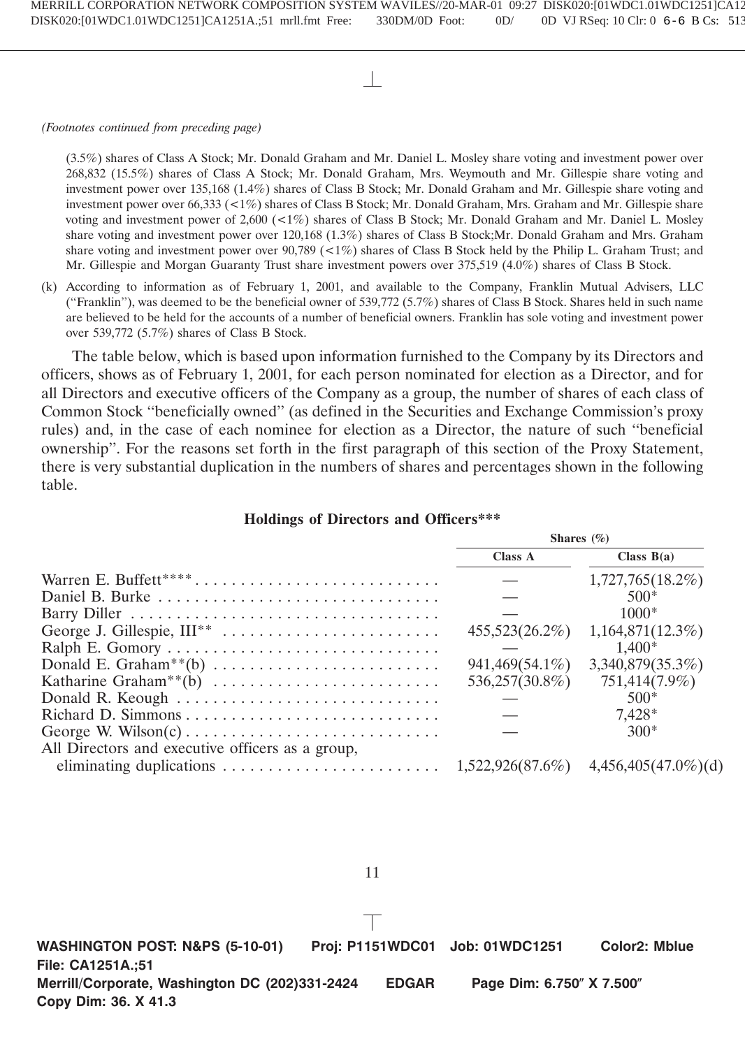*(Footnotes continued from preceding page)*

(3.5%) shares of Class A Stock; Mr. Donald Graham and Mr. Daniel L. Mosley share voting and investment power over 268,832 (15.5%) shares of Class A Stock; Mr. Donald Graham, Mrs. Weymouth and Mr. Gillespie share voting and investment power over 135,168 (1.4%) shares of Class B Stock; Mr. Donald Graham and Mr. Gillespie share voting and investment power over 66,333 (<1%) shares of Class B Stock; Mr. Donald Graham, Mrs. Graham and Mr. Gillespie share voting and investment power of 2,600 (<1%) shares of Class B Stock; Mr. Donald Graham and Mr. Daniel L. Mosley share voting and investment power over 120,168 (1.3%) shares of Class B Stock;Mr. Donald Graham and Mrs. Graham share voting and investment power over 90,789 (<1%) shares of Class B Stock held by the Philip L. Graham Trust; and Mr. Gillespie and Morgan Guaranty Trust share investment powers over 375,519 (4.0%) shares of Class B Stock.

(k) According to information as of February 1, 2001, and available to the Company, Franklin Mutual Advisers, LLC (''Franklin''), was deemed to be the beneficial owner of 539,772 (5.7%) shares of Class B Stock. Shares held in such name are believed to be held for the accounts of a number of beneficial owners. Franklin has sole voting and investment power over 539,772 (5.7%) shares of Class B Stock.

The table below, which is based upon information furnished to the Company by its Directors and officers, shows as of February 1, 2001, for each person nominated for election as a Director, and for all Directors and executive officers of the Company as a group, the number of shares of each class of Common Stock ''beneficially owned'' (as defined in the Securities and Exchange Commission's proxy rules) and, in the case of each nominee for election as a Director, the nature of such ''beneficial ownership''. For the reasons set forth in the first paragraph of this section of the Proxy Statement, there is very substantial duplication in the numbers of shares and percentages shown in the following table.

**Holdings of Directors and Officers*****

| | Shares (%) | |
|---|---|---|
| | **Class A** | **Class B(a)** |
| Warren E. Buffett**** | — | 1,727,765(18.2%) |
| Daniel B. Burke | — | 500* |
| Barry Diller | — | 1000* |
| George J. Gillespie, III** | 455,523(26.2%) | 1,164,871(12.3%) |
| Ralph E. Gomory | — | 1,400* |
| Donald E. Graham**(b) | 941,469(54.1%) | 3,340,879(35.3%) |
| Katharine Graham**(b) | 536,257(30.8%) | 751,414(7.9%) |
| Donald R. Keough | — | 500* |
| Richard D. Simmons | — | 7,428* |
| George W. Wilson(c) | — | 300* |
| All Directors and executive officers as a group, eliminating duplications | 1,522,926(87.6%) | 4,456,405(47.0%)(d) |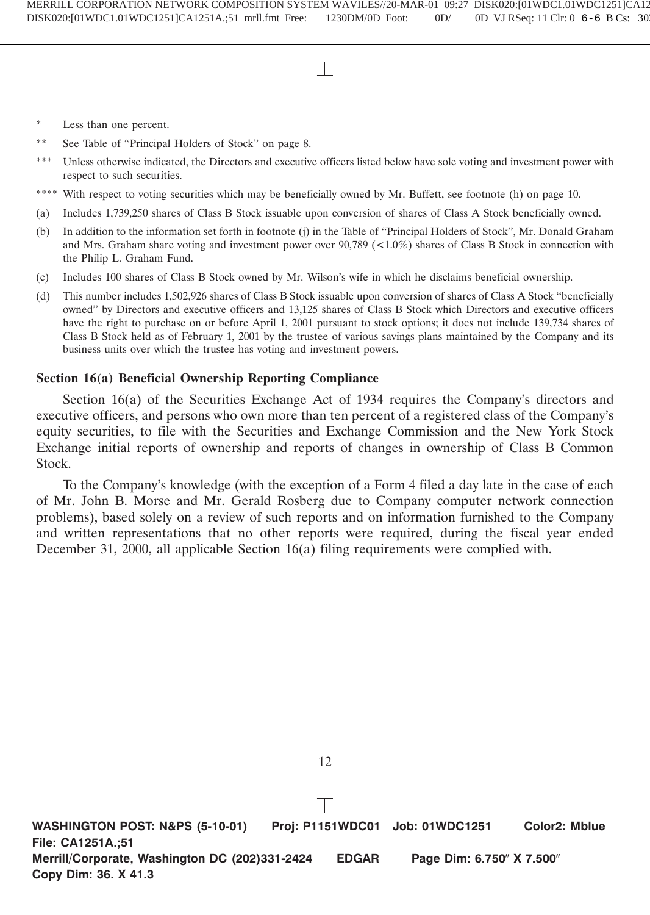\* Less than one percent.

\*\* See Table of "Principal Holders of Stock" on page 8.

\*\*\* Unless otherwise indicated, the Directors and executive officers listed below have sole voting and investment power with respect to such securities.

\*\*\*\* With respect to voting securities which may be beneficially owned by Mr. Buffett, see footnote (h) on page 10.

(a) Includes 1,739,250 shares of Class B Stock issuable upon conversion of shares of Class A Stock beneficially owned.

(b) In addition to the information set forth in footnote (j) in the Table of "Principal Holders of Stock", Mr. Donald Graham and Mrs. Graham share voting and investment power over 90,789 (<1.0%) shares of Class B Stock in connection with the Philip L. Graham Fund.

(c) Includes 100 shares of Class B Stock owned by Mr. Wilson's wife in which he disclaims beneficial ownership.

(d) This number includes 1,502,926 shares of Class B Stock issuable upon conversion of shares of Class A Stock "beneficially owned" by Directors and executive officers and 13,125 shares of Class B Stock which Directors and executive officers have the right to purchase on or before April 1, 2001 pursuant to stock options; it does not include 139,734 shares of Class B Stock held as of February 1, 2001 by the trustee of various savings plans maintained by the Company and its business units over which the trustee has voting and investment powers.

**Section 16(a) Beneficial Ownership Reporting Compliance**

Section 16(a) of the Securities Exchange Act of 1934 requires the Company's directors and executive officers, and persons who own more than ten percent of a registered class of the Company's equity securities, to file with the Securities and Exchange Commission and the New York Stock Exchange initial reports of ownership and reports of changes in ownership of Class B Common Stock.

To the Company's knowledge (with the exception of a Form 4 filed a day late in the case of each of Mr. John B. Morse and Mr. Gerald Rosberg due to Company computer network connection problems), based solely on a review of such reports and on information furnished to the Company and written representations that no other reports were required, during the fiscal year ended December 31, 2000, all applicable Section 16(a) filing requirements were complied with.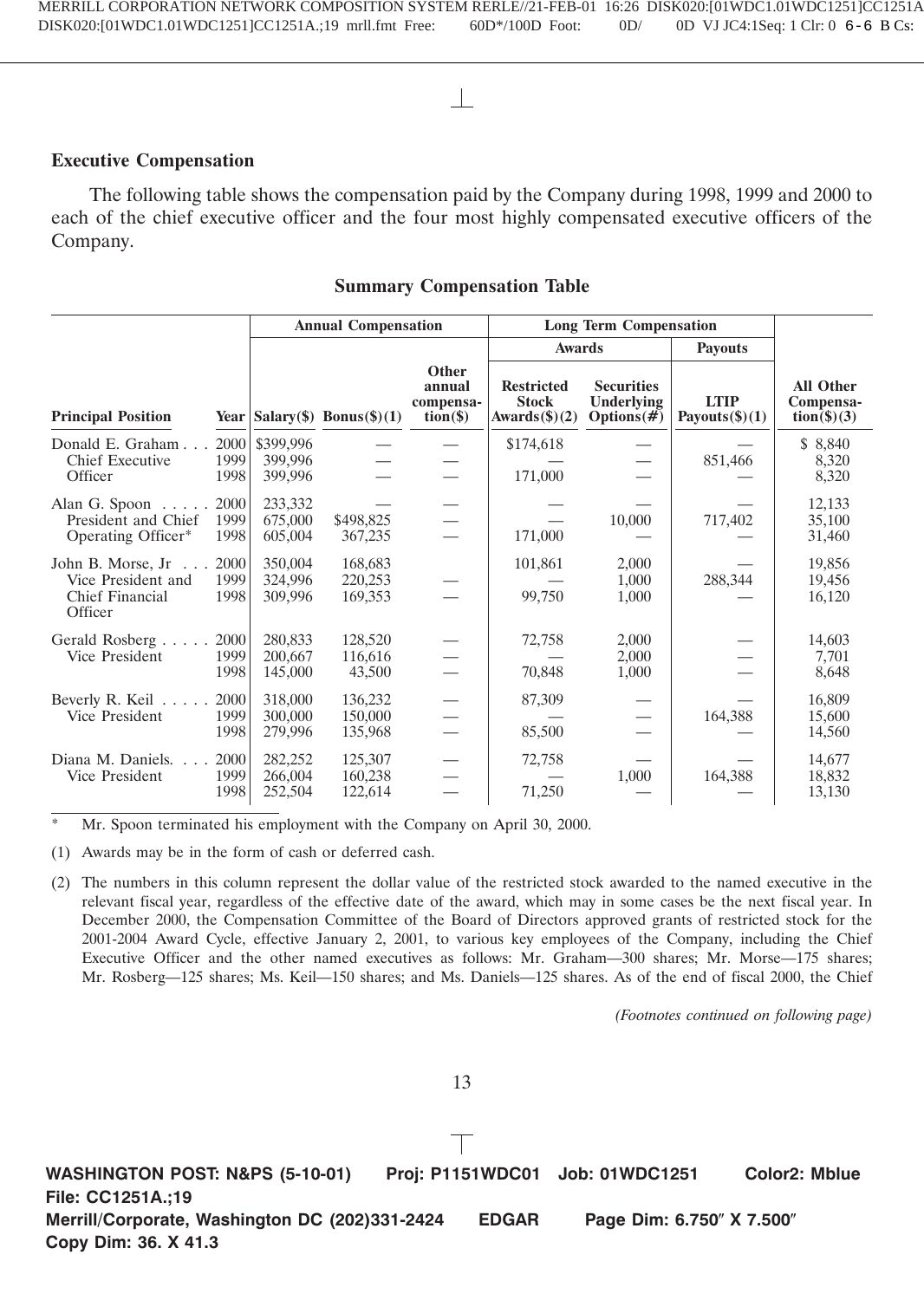## Executive Compensation

The following table shows the compensation paid by the Company during 1998, 1999 and 2000 to each of the chief executive officer and the four most highly compensated executive officers of the Company.

### Summary Compensation Table

| | | Annual Compensation | | | Long Term Compensation | | | |
|---|---|---|---|---|---|---|---|---|
| | | | | | Awards | | Payouts | |
| Principal Position | Year | Salary($) | Bonus($)(1) | Other annual compensa-tion($) | Restricted Stock Awards($)(2) | Securities Underlying Options(#) | LTIP Payouts($)(1) | All Other Compensa-tion($)(3) |
| Donald E. Graham . . . Chief Executive Officer | 2000 | $399,996 | — | — | $174,618 | — | — | $ 8,840 |
| | 1999 | 399,996 | — | — | — | — | 851,466 | 8,320 |
| | 1998 | 399,996 | — | — | 171,000 | — | — | 8,320 |
| Alan G. Spoon . . . . . President and Chief Operating Officer* | 2000 | 233,332 | — | — | — | — | — | 12,133 |
| | 1999 | 675,000 | $498,825 | — | — | 10,000 | 717,402 | 35,100 |
| | 1998 | 605,004 | 367,235 | — | 171,000 | — | — | 31,460 |
| John B. Morse, Jr . . . Vice President and Chief Financial Officer | 2000 | 350,004 | 168,683 | | 101,861 | 2,000 | — | 19,856 |
| | 1999 | 324,996 | 220,253 | — | — | 1,000 | 288,344 | 19,456 |
| | 1998 | 309,996 | 169,353 | — | 99,750 | 1,000 | — | 16,120 |
| Gerald Rosberg . . . . . Vice President | 2000 | 280,833 | 128,520 | — | 72,758 | 2,000 | — | 14,603 |
| | 1999 | 200,667 | 116,616 | — | — | 2,000 | — | 7,701 |
| | 1998 | 145,000 | 43,500 | — | 70,848 | 1,000 | — | 8,648 |
| Beverly R. Keil . . . . . Vice President | 2000 | 318,000 | 136,232 | — | 87,309 | — | — | 16,809 |
| | 1999 | 300,000 | 150,000 | — | — | — | 164,388 | 15,600 |
| | 1998 | 279,996 | 135,968 | — | 85,500 | — | — | 14,560 |
| Diana M. Daniels. . . . Vice President | 2000 | 282,252 | 125,307 | — | 72,758 | — | — | 14,677 |
| | 1999 | 266,004 | 160,238 | — | — | 1,000 | 164,388 | 18,832 |
| | 1998 | 252,504 | 122,614 | — | 71,250 | — | — | 13,130 |

\* Mr. Spoon terminated his employment with the Company on April 30, 2000.

(1) Awards may be in the form of cash or deferred cash.

(2) The numbers in this column represent the dollar value of the restricted stock awarded to the named executive in the relevant fiscal year, regardless of the effective date of the award, which may in some cases be the next fiscal year. In December 2000, the Compensation Committee of the Board of Directors approved grants of restricted stock for the 2001-2004 Award Cycle, effective January 2, 2001, to various key employees of the Company, including the Chief Executive Officer and the other named executives as follows: Mr. Graham—300 shares; Mr. Morse—175 shares; Mr. Rosberg—125 shares; Ms. Keil—150 shares; and Ms. Daniels—125 shares. As of the end of fiscal 2000, the Chief

*(Footnotes continued on following page)*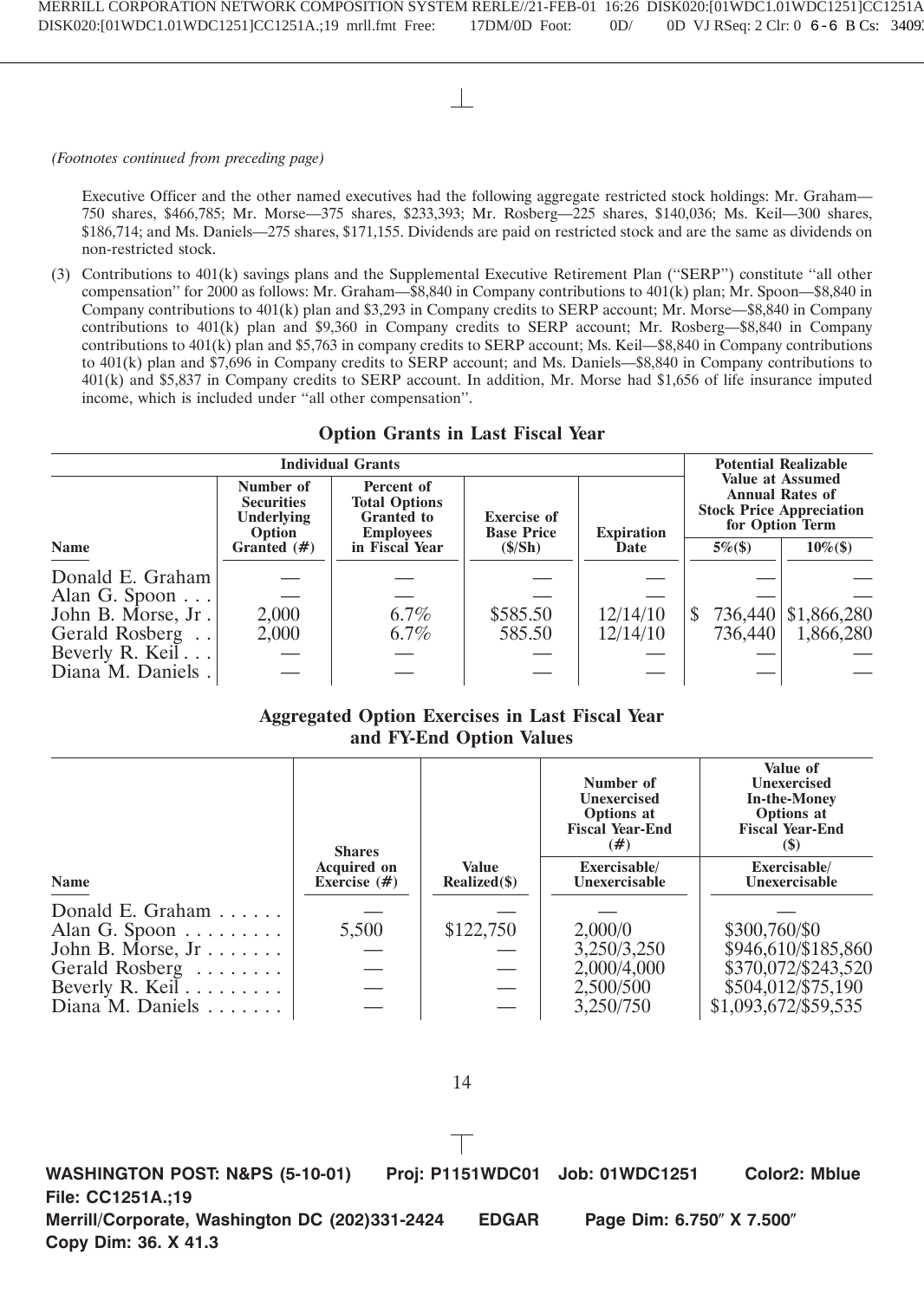*(Footnotes continued from preceding page)*

Executive Officer and the other named executives had the following aggregate restricted stock holdings: Mr. Graham—750 shares, $466,785; Mr. Morse—375 shares, $233,393; Mr. Rosberg—225 shares, $140,036; Ms. Keil—300 shares, $186,714; and Ms. Daniels—275 shares, $171,155. Dividends are paid on restricted stock and are the same as dividends on non-restricted stock.

(3) Contributions to 401(k) savings plans and the Supplemental Executive Retirement Plan ("SERP") constitute "all other compensation" for 2000 as follows: Mr. Graham—$8,840 in Company contributions to 401(k) plan; Mr. Spoon—$8,840 in Company contributions to 401(k) plan and $3,293 in Company credits to SERP account; Mr. Morse—$8,840 in Company contributions to 401(k) plan and $9,360 in Company credits to SERP account; Mr. Rosberg—$8,840 in Company contributions to 401(k) plan and $5,763 in company credits to SERP account; Ms. Keil—$8,840 in Company contributions to 401(k) plan and $7,696 in Company credits to SERP account; and Ms. Daniels—$8,840 in Company contributions to 401(k) and $5,837 in Company credits to SERP account. In addition, Mr. Morse had $1,656 of life insurance imputed income, which is included under "all other compensation".

## Option Grants in Last Fiscal Year

| | Individual Grants | | | | Potential Realizable Value at Assumed Annual Rates of Stock Price Appreciation for Option Term | |
|---|---|---|---|---|---|---|
| Name | Number of Securities Underlying Option Granted (#) | Percent of Total Options Granted to Employees in Fiscal Year | Exercise of Base Price ($/Sh) | Expiration Date | 5%($) | 10%($) |
| Donald E. Graham | — | — | — | — | — | — |
| Alan G. Spoon | — | — | — | — | — | — |
| John B. Morse, Jr. | 2,000 | 6.7% | $585.50 | 12/14/10 | $ 736,440 | $1,866,280 |
| Gerald Rosberg | 2,000 | 6.7% | 585.50 | 12/14/10 | 736,440 | 1,866,280 |
| Beverly R. Keil | — | — | — | — | — | — |
| Diana M. Daniels | — | — | — | — | — | — |

## Aggregated Option Exercises in Last Fiscal Year and FY-End Option Values

| Name | Shares Acquired on Exercise (#) | Value Realized($) | Number of Unexercised Options at Fiscal Year-End (#) Exercisable/ Unexercisable | Value of Unexercised In-the-Money Options at Fiscal Year-End ($) Exercisable/ Unexercisable |
|---|---|---|---|---|
| Donald E. Graham | — | — | — | — |
| Alan G. Spoon | 5,500 | $122,750 | 2,000/0 | $300,760/$0 |
| John B. Morse, Jr | — | — | 3,250/3,250 | $946,610/$185,860 |
| Gerald Rosberg | — | — | 2,000/4,000 | $370,072/$243,520 |
| Beverly R. Keil | — | — | 2,500/500 | $504,012/$75,190 |
| Diana M. Daniels | — | — | 3,250/750 | $1,093,672/$59,535 |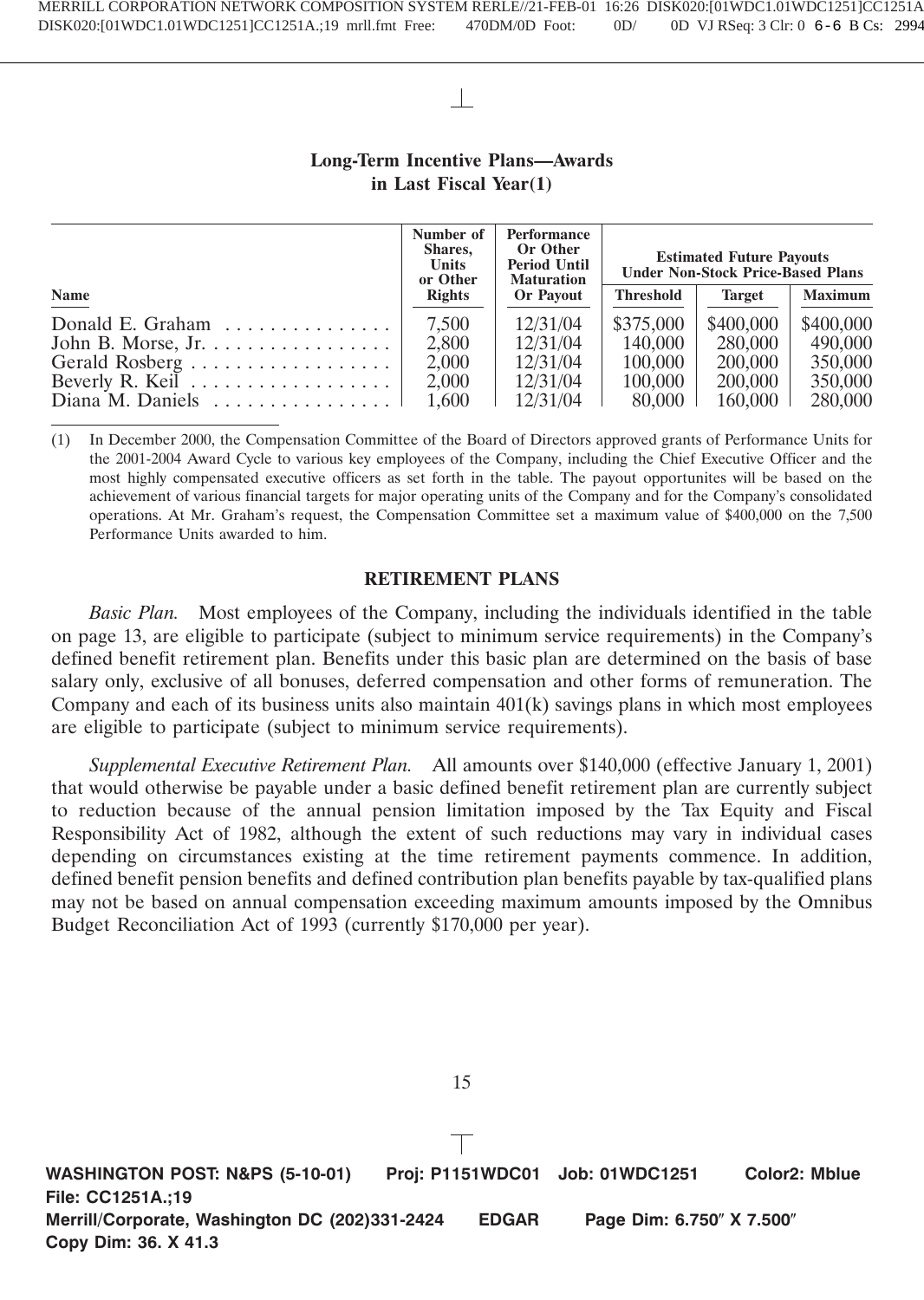## Long-Term Incentive Plans—Awards in Last Fiscal Year(1)

| Name | Number of Shares, Units or Other Rights | Performance Or Other Period Until Maturation Or Payout | Estimated Future Payouts Under Non-Stock Price-Based Plans | | |
|---|---|---|---|---|---|
| | | | Threshold | Target | Maximum |
| Donald E. Graham | 7,500 | 12/31/04 | $375,000 | $400,000 | $400,000 |
| John B. Morse, Jr. | 2,800 | 12/31/04 | 140,000 | 280,000 | 490,000 |
| Gerald Rosberg | 2,000 | 12/31/04 | 100,000 | 200,000 | 350,000 |
| Beverly R. Keil | 2,000 | 12/31/04 | 100,000 | 200,000 | 350,000 |
| Diana M. Daniels | 1,600 | 12/31/04 | 80,000 | 160,000 | 280,000 |

(1) In December 2000, the Compensation Committee of the Board of Directors approved grants of Performance Units for the 2001-2004 Award Cycle to various key employees of the Company, including the Chief Executive Officer and the most highly compensated executive officers as set forth in the table. The payout opportunites will be based on the achievement of various financial targets for major operating units of the Company and for the Company's consolidated operations. At Mr. Graham's request, the Compensation Committee set a maximum value of $400,000 on the 7,500 Performance Units awarded to him.

## RETIREMENT PLANS

*Basic Plan.* Most employees of the Company, including the individuals identified in the table on page 13, are eligible to participate (subject to minimum service requirements) in the Company's defined benefit retirement plan. Benefits under this basic plan are determined on the basis of base salary only, exclusive of all bonuses, deferred compensation and other forms of remuneration. The Company and each of its business units also maintain 401(k) savings plans in which most employees are eligible to participate (subject to minimum service requirements).

*Supplemental Executive Retirement Plan.* All amounts over $140,000 (effective January 1, 2001) that would otherwise be payable under a basic defined benefit retirement plan are currently subject to reduction because of the annual pension limitation imposed by the Tax Equity and Fiscal Responsibility Act of 1982, although the extent of such reductions may vary in individual cases depending on circumstances existing at the time retirement payments commence. In addition, defined benefit pension benefits and defined contribution plan benefits payable by tax-qualified plans may not be based on annual compensation exceeding maximum amounts imposed by the Omnibus Budget Reconciliation Act of 1993 (currently $170,000 per year).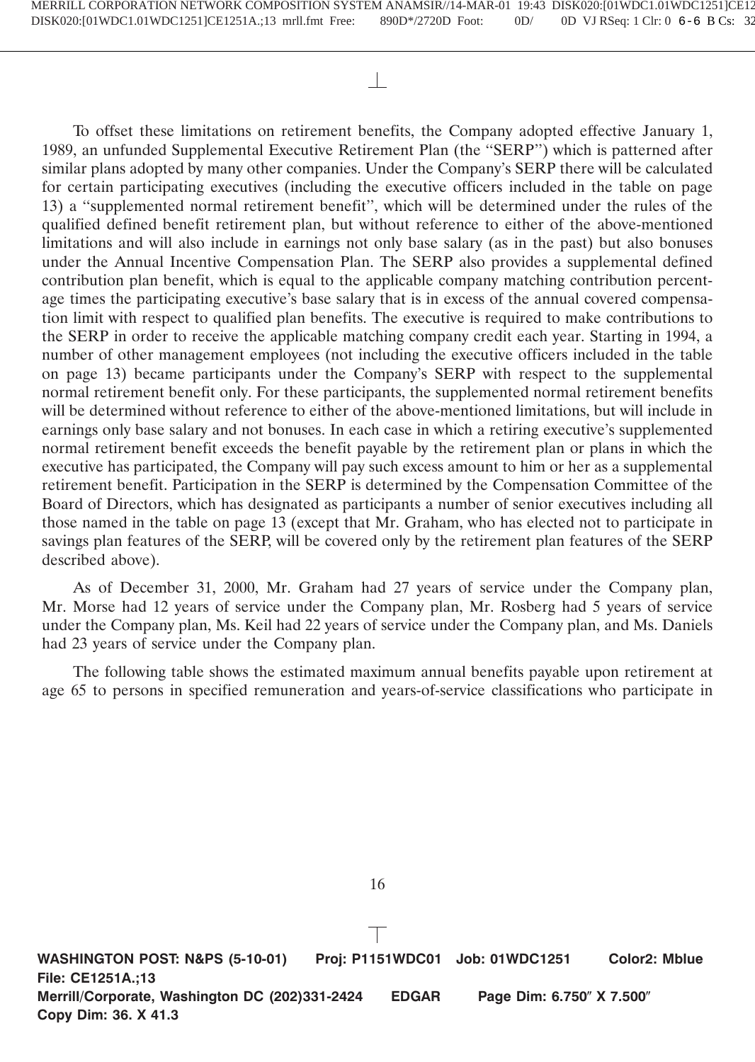To offset these limitations on retirement benefits, the Company adopted effective January 1, 1989, an unfunded Supplemental Executive Retirement Plan (the "SERP") which is patterned after similar plans adopted by many other companies. Under the Company's SERP there will be calculated for certain participating executives (including the executive officers included in the table on page 13) a "supplemented normal retirement benefit", which will be determined under the rules of the qualified defined benefit retirement plan, but without reference to either of the above-mentioned limitations and will also include in earnings not only base salary (as in the past) but also bonuses under the Annual Incentive Compensation Plan. The SERP also provides a supplemental defined contribution plan benefit, which is equal to the applicable company matching contribution percentage times the participating executive's base salary that is in excess of the annual covered compensation limit with respect to qualified plan benefits. The executive is required to make contributions to the SERP in order to receive the applicable matching company credit each year. Starting in 1994, a number of other management employees (not including the executive officers included in the table on page 13) became participants under the Company's SERP with respect to the supplemental normal retirement benefit only. For these participants, the supplemented normal retirement benefits will be determined without reference to either of the above-mentioned limitations, but will include in earnings only base salary and not bonuses. In each case in which a retiring executive's supplemented normal retirement benefit exceeds the benefit payable by the retirement plan or plans in which the executive has participated, the Company will pay such excess amount to him or her as a supplemental retirement benefit. Participation in the SERP is determined by the Compensation Committee of the Board of Directors, which has designated as participants a number of senior executives including all those named in the table on page 13 (except that Mr. Graham, who has elected not to participate in savings plan features of the SERP, will be covered only by the retirement plan features of the SERP described above).

As of December 31, 2000, Mr. Graham had 27 years of service under the Company plan, Mr. Morse had 12 years of service under the Company plan, Mr. Rosberg had 5 years of service under the Company plan, Ms. Keil had 22 years of service under the Company plan, and Ms. Daniels had 23 years of service under the Company plan.

The following table shows the estimated maximum annual benefits payable upon retirement at age 65 to persons in specified remuneration and years-of-service classifications who participate in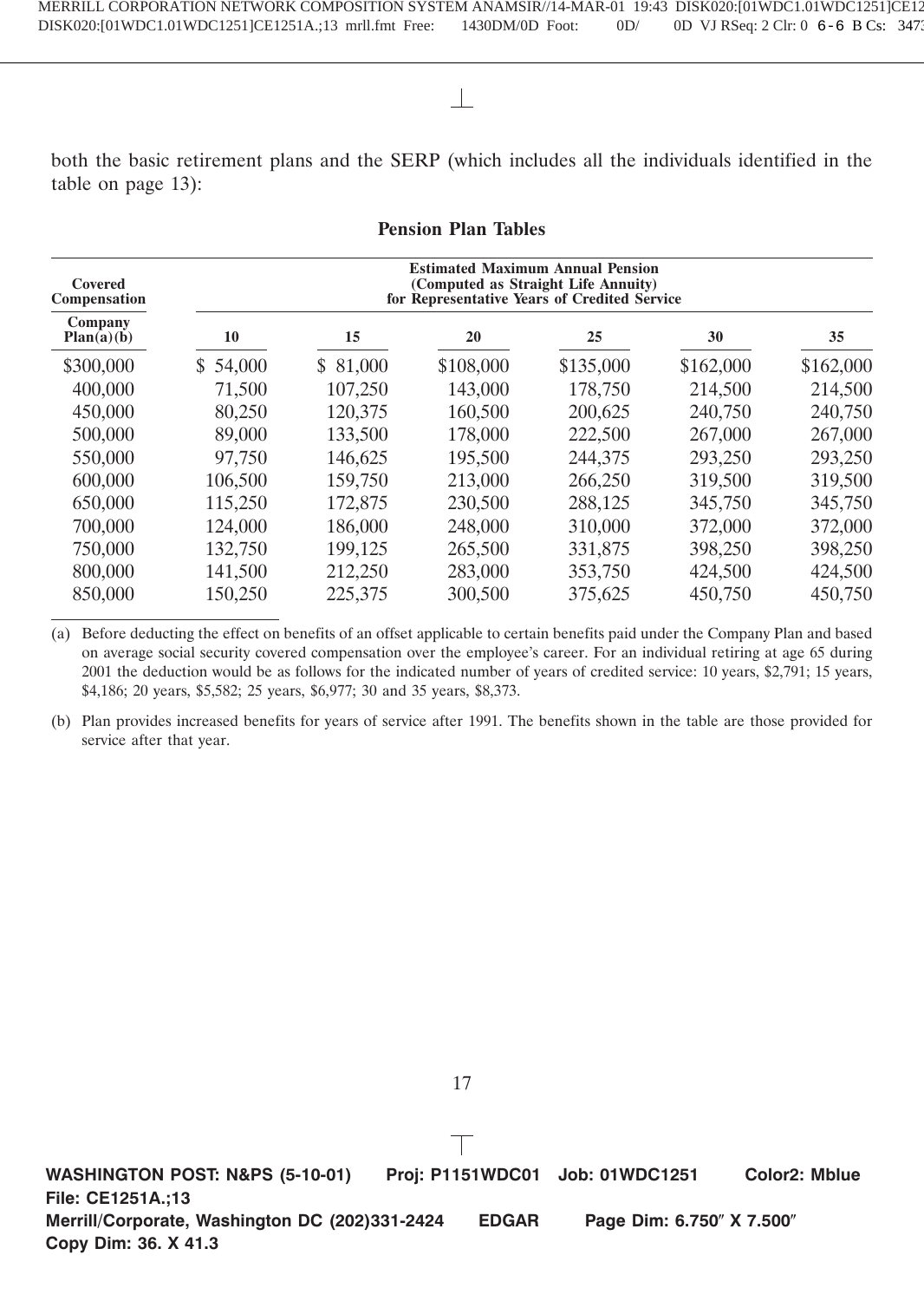both the basic retirement plans and the SERP (which includes all the individuals identified in the table on page 13):

**Pension Plan Tables**

| Covered Compensation | Estimated Maximum Annual Pension (Computed as Straight Life Annuity) for Representative Years of Credited Service | | | | | |
|---|---|---|---|---|---|---|
| Company Plan(a)(b) | 10 | 15 | 20 | 25 | 30 | 35 |
| $300,000 | $ 54,000 | $ 81,000 | $108,000 | $135,000 | $162,000 | $162,000 |
| 400,000 | 71,500 | 107,250 | 143,000 | 178,750 | 214,500 | 214,500 |
| 450,000 | 80,250 | 120,375 | 160,500 | 200,625 | 240,750 | 240,750 |
| 500,000 | 89,000 | 133,500 | 178,000 | 222,500 | 267,000 | 267,000 |
| 550,000 | 97,750 | 146,625 | 195,500 | 244,375 | 293,250 | 293,250 |
| 600,000 | 106,500 | 159,750 | 213,000 | 266,250 | 319,500 | 319,500 |
| 650,000 | 115,250 | 172,875 | 230,500 | 288,125 | 345,750 | 345,750 |
| 700,000 | 124,000 | 186,000 | 248,000 | 310,000 | 372,000 | 372,000 |
| 750,000 | 132,750 | 199,125 | 265,500 | 331,875 | 398,250 | 398,250 |
| 800,000 | 141,500 | 212,250 | 283,000 | 353,750 | 424,500 | 424,500 |
| 850,000 | 150,250 | 225,375 | 300,500 | 375,625 | 450,750 | 450,750 |

(a) Before deducting the effect on benefits of an offset applicable to certain benefits paid under the Company Plan and based on average social security covered compensation over the employee's career. For an individual retiring at age 65 during 2001 the deduction would be as follows for the indicated number of years of credited service: 10 years, $2,791; 15 years, $4,186; 20 years, $5,582; 25 years, $6,977; 30 and 35 years, $8,373.

(b) Plan provides increased benefits for years of service after 1991. The benefits shown in the table are those provided for service after that year.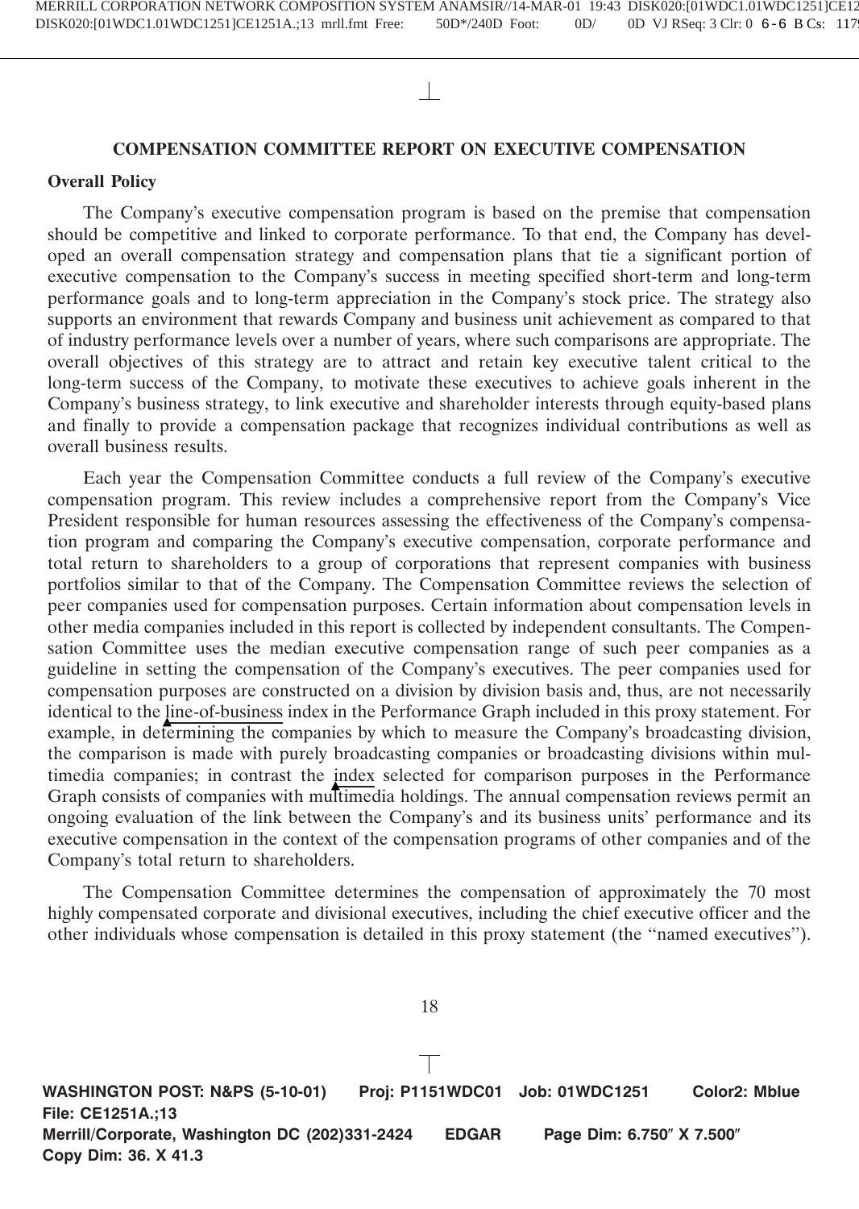## COMPENSATION COMMITTEE REPORT ON EXECUTIVE COMPENSATION

### Overall Policy

The Company's executive compensation program is based on the premise that compensation should be competitive and linked to corporate performance. To that end, the Company has developed an overall compensation strategy and compensation plans that tie a significant portion of executive compensation to the Company's success in meeting specified short-term and long-term performance goals and to long-term appreciation in the Company's stock price. The strategy also supports an environment that rewards Company and business unit achievement as compared to that of industry performance levels over a number of years, where such comparisons are appropriate. The overall objectives of this strategy are to attract and retain key executive talent critical to the long-term success of the Company, to motivate these executives to achieve goals inherent in the Company's business strategy, to link executive and shareholder interests through equity-based plans and finally to provide a compensation package that recognizes individual contributions as well as overall business results.

Each year the Compensation Committee conducts a full review of the Company's executive compensation program. This review includes a comprehensive report from the Company's Vice President responsible for human resources assessing the effectiveness of the Company's compensation program and comparing the Company's executive compensation, corporate performance and total return to shareholders to a group of corporations that represent companies with business portfolios similar to that of the Company. The Compensation Committee reviews the selection of peer companies used for compensation purposes. Certain information about compensation levels in other media companies included in this report is collected by independent consultants. The Compensation Committee uses the median executive compensation range of such peer companies as a guideline in setting the compensation of the Company's executives. The peer companies used for compensation purposes are constructed on a division by division basis and, thus, are not necessarily identical to the line-of-business index in the Performance Graph included in this proxy statement. For example, in determining the companies by which to measure the Company's broadcasting division, the comparison is made with purely broadcasting companies or broadcasting divisions within multimedia companies; in contrast the index selected for comparison purposes in the Performance Graph consists of companies with multimedia holdings. The annual compensation reviews permit an ongoing evaluation of the link between the Company's and its business units' performance and its executive compensation in the context of the compensation programs of other companies and of the Company's total return to shareholders.

The Compensation Committee determines the compensation of approximately the 70 most highly compensated corporate and divisional executives, including the chief executive officer and the other individuals whose compensation is detailed in this proxy statement (the "named executives").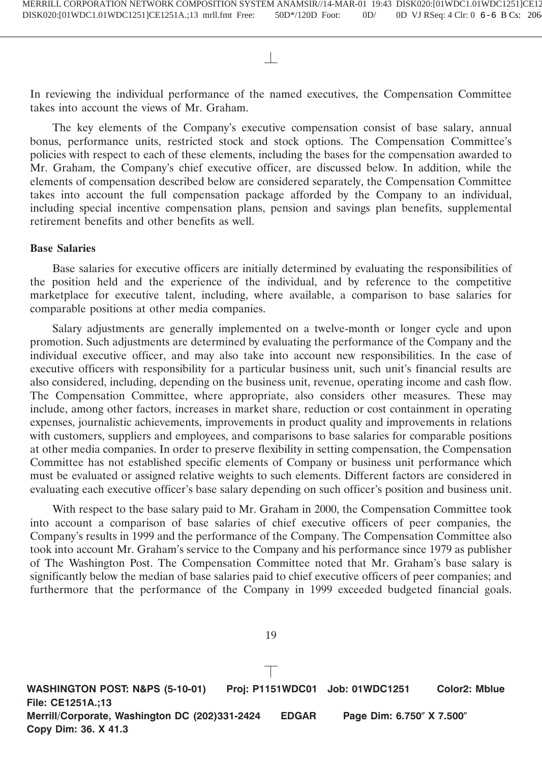In reviewing the individual performance of the named executives, the Compensation Committee takes into account the views of Mr. Graham.

The key elements of the Company's executive compensation consist of base salary, annual bonus, performance units, restricted stock and stock options. The Compensation Committee's policies with respect to each of these elements, including the bases for the compensation awarded to Mr. Graham, the Company's chief executive officer, are discussed below. In addition, while the elements of compensation described below are considered separately, the Compensation Committee takes into account the full compensation package afforded by the Company to an individual, including special incentive compensation plans, pension and savings plan benefits, supplemental retirement benefits and other benefits as well.

**Base Salaries**

Base salaries for executive officers are initially determined by evaluating the responsibilities of the position held and the experience of the individual, and by reference to the competitive marketplace for executive talent, including, where available, a comparison to base salaries for comparable positions at other media companies.

Salary adjustments are generally implemented on a twelve-month or longer cycle and upon promotion. Such adjustments are determined by evaluating the performance of the Company and the individual executive officer, and may also take into account new responsibilities. In the case of executive officers with responsibility for a particular business unit, such unit's financial results are also considered, including, depending on the business unit, revenue, operating income and cash flow. The Compensation Committee, where appropriate, also considers other measures. These may include, among other factors, increases in market share, reduction or cost containment in operating expenses, journalistic achievements, improvements in product quality and improvements in relations with customers, suppliers and employees, and comparisons to base salaries for comparable positions at other media companies. In order to preserve flexibility in setting compensation, the Compensation Committee has not established specific elements of Company or business unit performance which must be evaluated or assigned relative weights to such elements. Different factors are considered in evaluating each executive officer's base salary depending on such officer's position and business unit.

With respect to the base salary paid to Mr. Graham in 2000, the Compensation Committee took into account a comparison of base salaries of chief executive officers of peer companies, the Company's results in 1999 and the performance of the Company. The Compensation Committee also took into account Mr. Graham's service to the Company and his performance since 1979 as publisher of The Washington Post. The Compensation Committee noted that Mr. Graham's base salary is significantly below the median of base salaries paid to chief executive officers of peer companies; and furthermore that the performance of the Company in 1999 exceeded budgeted financial goals.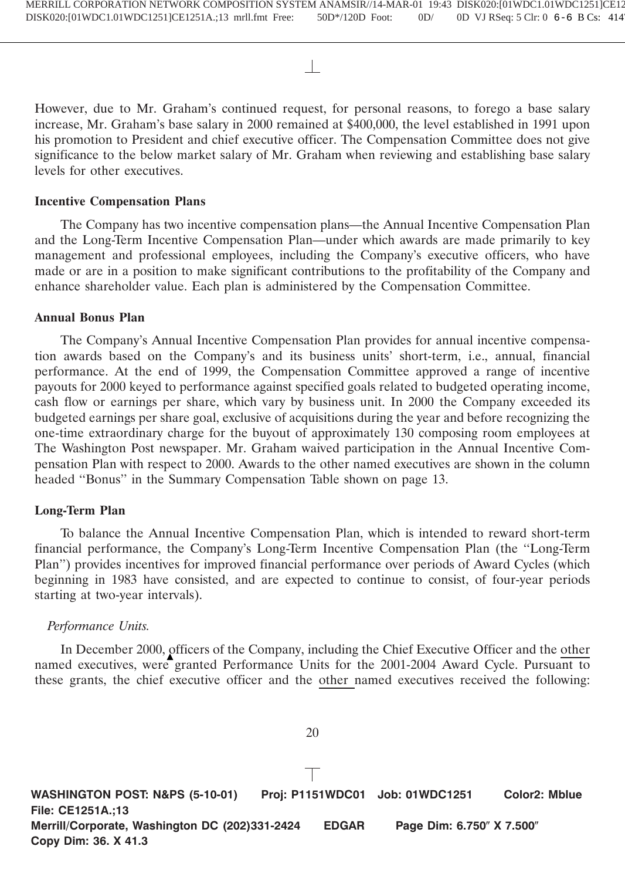However, due to Mr. Graham's continued request, for personal reasons, to forego a base salary increase, Mr. Graham's base salary in 2000 remained at $400,000, the level established in 1991 upon his promotion to President and chief executive officer. The Compensation Committee does not give significance to the below market salary of Mr. Graham when reviewing and establishing base salary levels for other executives.

**Incentive Compensation Plans**

The Company has two incentive compensation plans—the Annual Incentive Compensation Plan and the Long-Term Incentive Compensation Plan—under which awards are made primarily to key management and professional employees, including the Company's executive officers, who have made or are in a position to make significant contributions to the profitability of the Company and enhance shareholder value. Each plan is administered by the Compensation Committee.

**Annual Bonus Plan**

The Company's Annual Incentive Compensation Plan provides for annual incentive compensation awards based on the Company's and its business units' short-term, i.e., annual, financial performance. At the end of 1999, the Compensation Committee approved a range of incentive payouts for 2000 keyed to performance against specified goals related to budgeted operating income, cash flow or earnings per share, which vary by business unit. In 2000 the Company exceeded its budgeted earnings per share goal, exclusive of acquisitions during the year and before recognizing the one-time extraordinary charge for the buyout of approximately 130 composing room employees at The Washington Post newspaper. Mr. Graham waived participation in the Annual Incentive Compensation Plan with respect to 2000. Awards to the other named executives are shown in the column headed "Bonus" in the Summary Compensation Table shown on page 13.

**Long-Term Plan**

To balance the Annual Incentive Compensation Plan, which is intended to reward short-term financial performance, the Company's Long-Term Incentive Compensation Plan (the "Long-Term Plan") provides incentives for improved financial performance over periods of Award Cycles (which beginning in 1983 have consisted, and are expected to continue to consist, of four-year periods starting at two-year intervals).

*Performance Units.*

In December 2000, officers of the Company, including the Chief Executive Officer and the other named executives, were granted Performance Units for the 2001-2004 Award Cycle. Pursuant to these grants, the chief executive officer and the other named executives received the following: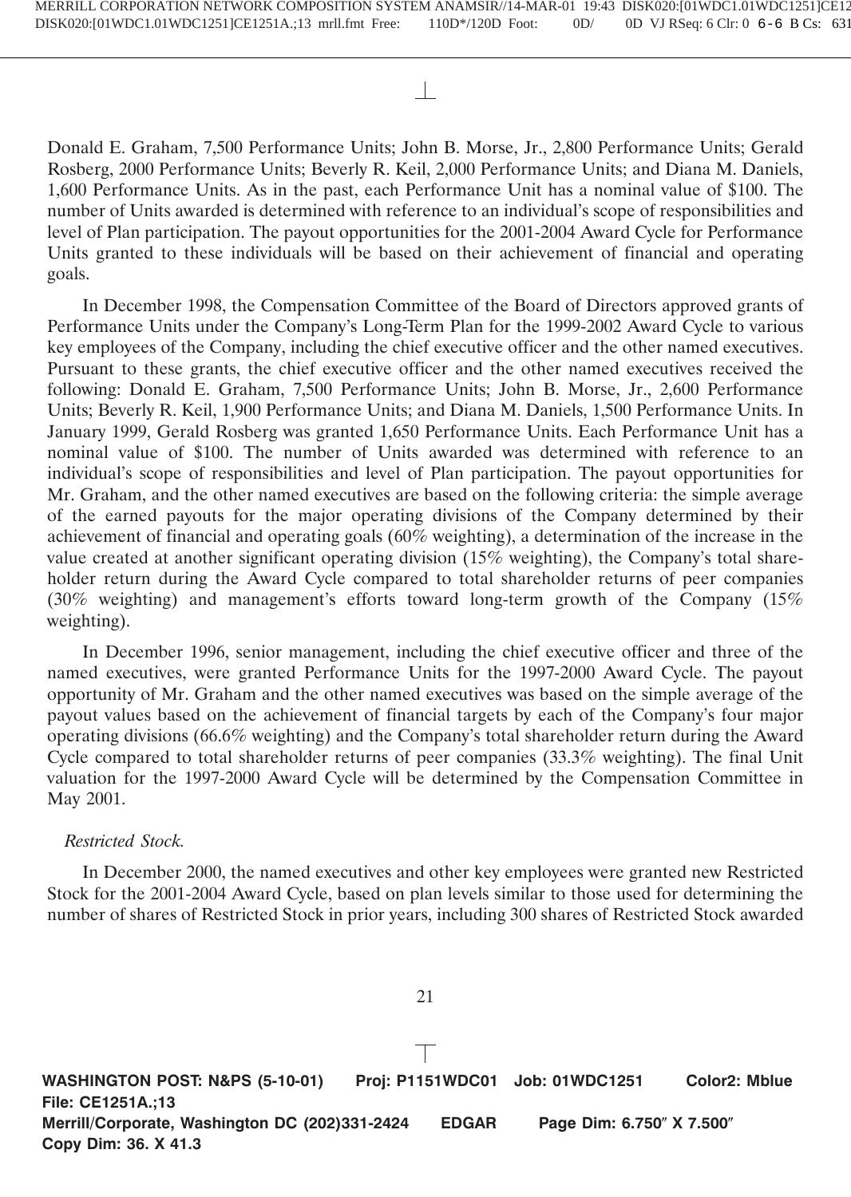Donald E. Graham, 7,500 Performance Units; John B. Morse, Jr., 2,800 Performance Units; Gerald Rosberg, 2000 Performance Units; Beverly R. Keil, 2,000 Performance Units; and Diana M. Daniels, 1,600 Performance Units. As in the past, each Performance Unit has a nominal value of $100. The number of Units awarded is determined with reference to an individual's scope of responsibilities and level of Plan participation. The payout opportunities for the 2001-2004 Award Cycle for Performance Units granted to these individuals will be based on their achievement of financial and operating goals.

In December 1998, the Compensation Committee of the Board of Directors approved grants of Performance Units under the Company's Long-Term Plan for the 1999-2002 Award Cycle to various key employees of the Company, including the chief executive officer and the other named executives. Pursuant to these grants, the chief executive officer and the other named executives received the following: Donald E. Graham, 7,500 Performance Units; John B. Morse, Jr., 2,600 Performance Units; Beverly R. Keil, 1,900 Performance Units; and Diana M. Daniels, 1,500 Performance Units. In January 1999, Gerald Rosberg was granted 1,650 Performance Units. Each Performance Unit has a nominal value of $100. The number of Units awarded was determined with reference to an individual's scope of responsibilities and level of Plan participation. The payout opportunities for Mr. Graham, and the other named executives are based on the following criteria: the simple average of the earned payouts for the major operating divisions of the Company determined by their achievement of financial and operating goals (60% weighting), a determination of the increase in the value created at another significant operating division (15% weighting), the Company's total shareholder return during the Award Cycle compared to total shareholder returns of peer companies (30% weighting) and management's efforts toward long-term growth of the Company (15% weighting).

In December 1996, senior management, including the chief executive officer and three of the named executives, were granted Performance Units for the 1997-2000 Award Cycle. The payout opportunity of Mr. Graham and the other named executives was based on the simple average of the payout values based on the achievement of financial targets by each of the Company's four major operating divisions (66.6% weighting) and the Company's total shareholder return during the Award Cycle compared to total shareholder returns of peer companies (33.3% weighting). The final Unit valuation for the 1997-2000 Award Cycle will be determined by the Compensation Committee in May 2001.

*Restricted Stock.*

In December 2000, the named executives and other key employees were granted new Restricted Stock for the 2001-2004 Award Cycle, based on plan levels similar to those used for determining the number of shares of Restricted Stock in prior years, including 300 shares of Restricted Stock awarded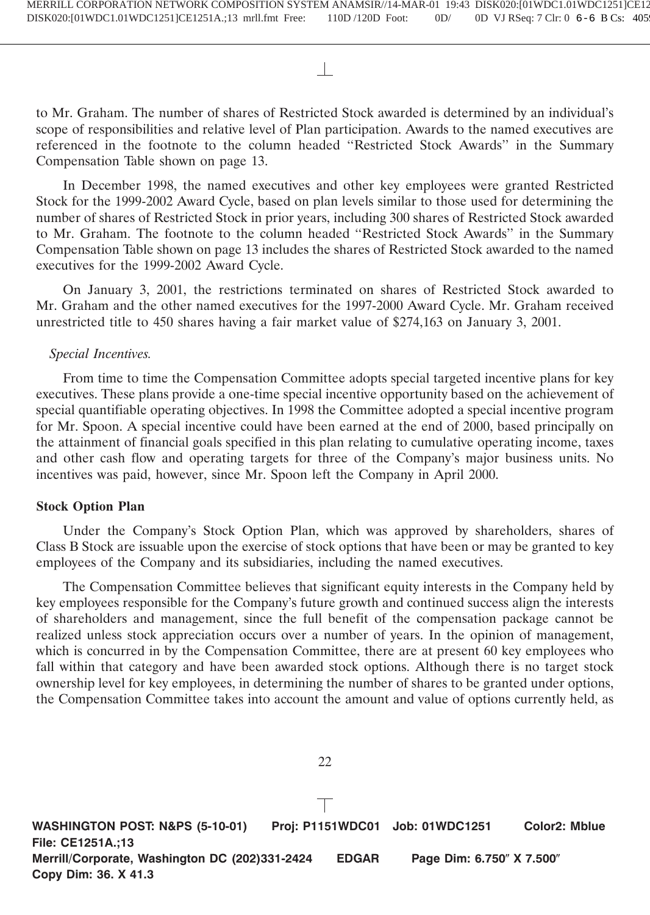to Mr. Graham. The number of shares of Restricted Stock awarded is determined by an individual's scope of responsibilities and relative level of Plan participation. Awards to the named executives are referenced in the footnote to the column headed "Restricted Stock Awards" in the Summary Compensation Table shown on page 13.

In December 1998, the named executives and other key employees were granted Restricted Stock for the 1999-2002 Award Cycle, based on plan levels similar to those used for determining the number of shares of Restricted Stock in prior years, including 300 shares of Restricted Stock awarded to Mr. Graham. The footnote to the column headed "Restricted Stock Awards" in the Summary Compensation Table shown on page 13 includes the shares of Restricted Stock awarded to the named executives for the 1999-2002 Award Cycle.

On January 3, 2001, the restrictions terminated on shares of Restricted Stock awarded to Mr. Graham and the other named executives for the 1997-2000 Award Cycle. Mr. Graham received unrestricted title to 450 shares having a fair market value of $274,163 on January 3, 2001.

*Special Incentives.*

From time to time the Compensation Committee adopts special targeted incentive plans for key executives. These plans provide a one-time special incentive opportunity based on the achievement of special quantifiable operating objectives. In 1998 the Committee adopted a special incentive program for Mr. Spoon. A special incentive could have been earned at the end of 2000, based principally on the attainment of financial goals specified in this plan relating to cumulative operating income, taxes and other cash flow and operating targets for three of the Company's major business units. No incentives was paid, however, since Mr. Spoon left the Company in April 2000.

**Stock Option Plan**

Under the Company's Stock Option Plan, which was approved by shareholders, shares of Class B Stock are issuable upon the exercise of stock options that have been or may be granted to key employees of the Company and its subsidiaries, including the named executives.

The Compensation Committee believes that significant equity interests in the Company held by key employees responsible for the Company's future growth and continued success align the interests of shareholders and management, since the full benefit of the compensation package cannot be realized unless stock appreciation occurs over a number of years. In the opinion of management, which is concurred in by the Compensation Committee, there are at present 60 key employees who fall within that category and have been awarded stock options. Although there is no target stock ownership level for key employees, in determining the number of shares to be granted under options, the Compensation Committee takes into account the amount and value of options currently held, as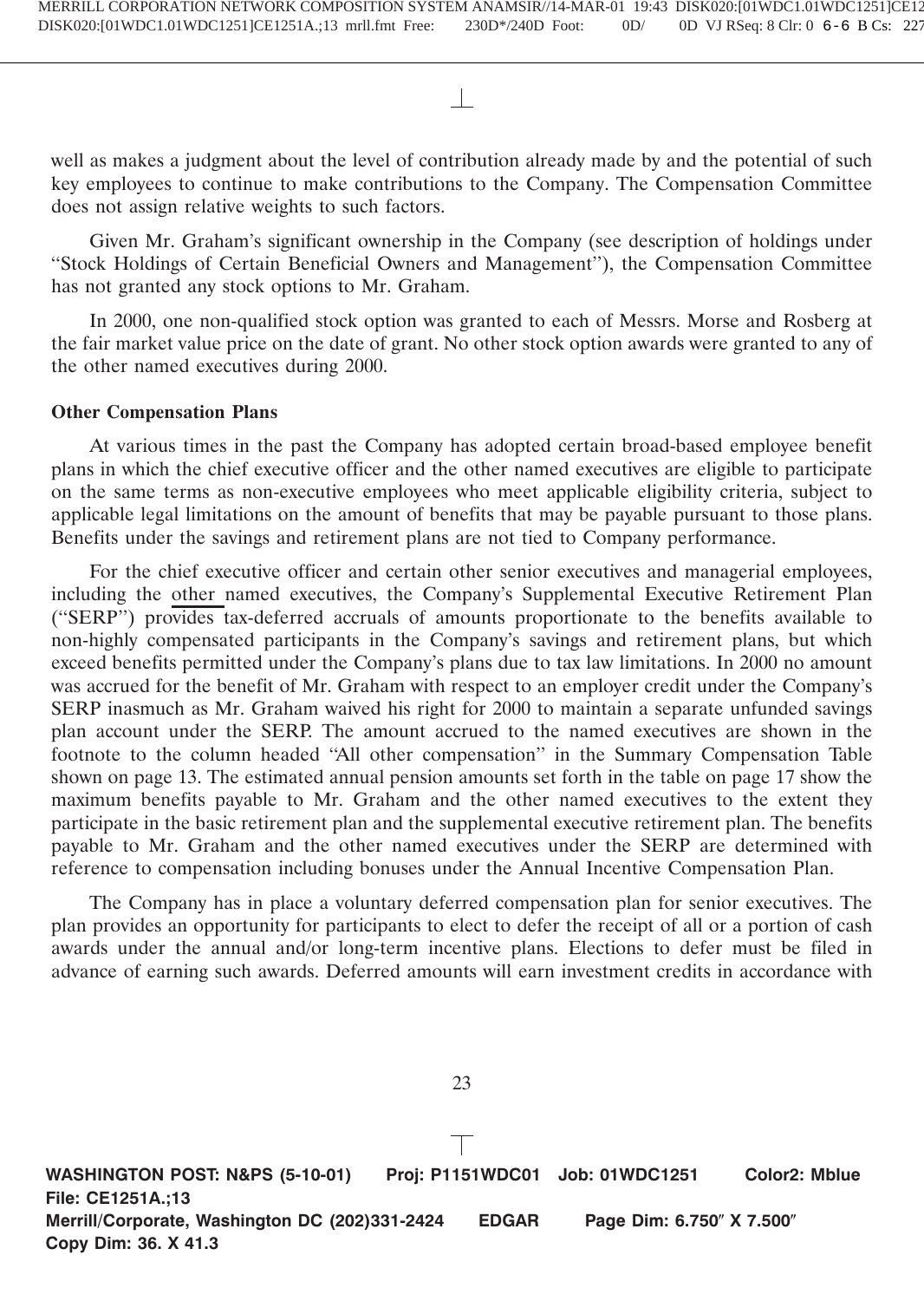well as makes a judgment about the level of contribution already made by and the potential of such key employees to continue to make contributions to the Company. The Compensation Committee does not assign relative weights to such factors.

Given Mr. Graham's significant ownership in the Company (see description of holdings under "Stock Holdings of Certain Beneficial Owners and Management"), the Compensation Committee has not granted any stock options to Mr. Graham.

In 2000, one non-qualified stock option was granted to each of Messrs. Morse and Rosberg at the fair market value price on the date of grant. No other stock option awards were granted to any of the other named executives during 2000.

**Other Compensation Plans**

At various times in the past the Company has adopted certain broad-based employee benefit plans in which the chief executive officer and the other named executives are eligible to participate on the same terms as non-executive employees who meet applicable eligibility criteria, subject to applicable legal limitations on the amount of benefits that may be payable pursuant to those plans. Benefits under the savings and retirement plans are not tied to Company performance.

For the chief executive officer and certain other senior executives and managerial employees, including the other named executives, the Company's Supplemental Executive Retirement Plan ("SERP") provides tax-deferred accruals of amounts proportionate to the benefits available to non-highly compensated participants in the Company's savings and retirement plans, but which exceed benefits permitted under the Company's plans due to tax law limitations. In 2000 no amount was accrued for the benefit of Mr. Graham with respect to an employer credit under the Company's SERP inasmuch as Mr. Graham waived his right for 2000 to maintain a separate unfunded savings plan account under the SERP. The amount accrued to the named executives are shown in the footnote to the column headed "All other compensation" in the Summary Compensation Table shown on page 13. The estimated annual pension amounts set forth in the table on page 17 show the maximum benefits payable to Mr. Graham and the other named executives to the extent they participate in the basic retirement plan and the supplemental executive retirement plan. The benefits payable to Mr. Graham and the other named executives under the SERP are determined with reference to compensation including bonuses under the Annual Incentive Compensation Plan.

The Company has in place a voluntary deferred compensation plan for senior executives. The plan provides an opportunity for participants to elect to defer the receipt of all or a portion of cash awards under the annual and/or long-term incentive plans. Elections to defer must be filed in advance of earning such awards. Deferred amounts will earn investment credits in accordance with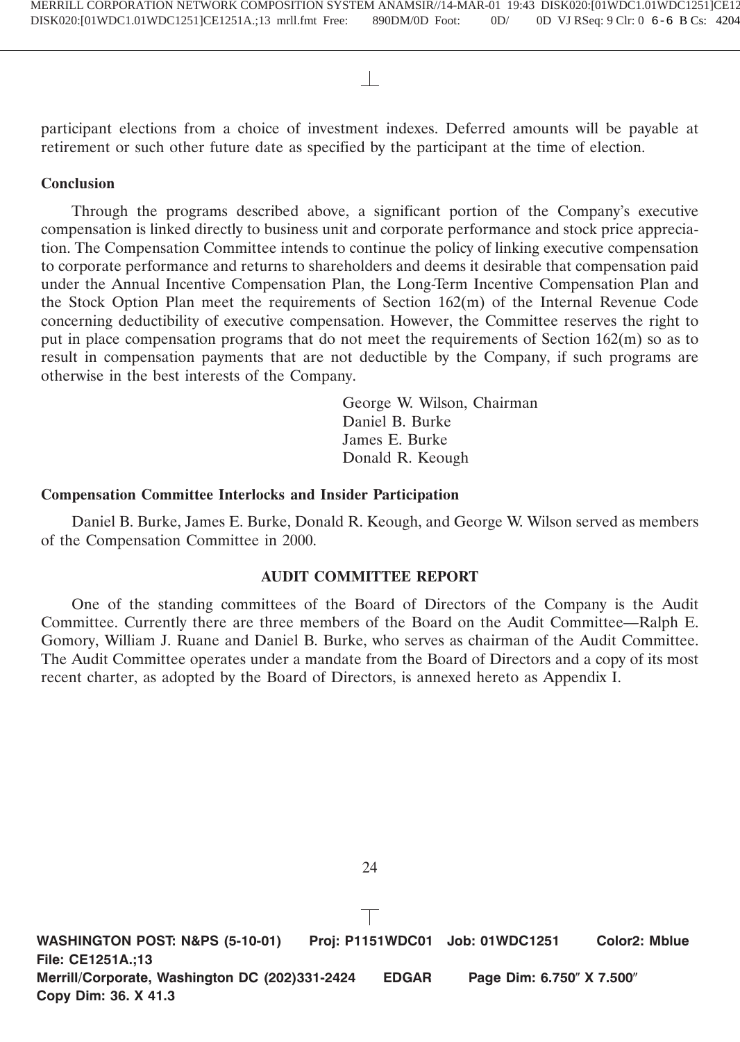participant elections from a choice of investment indexes. Deferred amounts will be payable at retirement or such other future date as specified by the participant at the time of election.

**Conclusion**

Through the programs described above, a significant portion of the Company's executive compensation is linked directly to business unit and corporate performance and stock price appreciation. The Compensation Committee intends to continue the policy of linking executive compensation to corporate performance and returns to shareholders and deems it desirable that compensation paid under the Annual Incentive Compensation Plan, the Long-Term Incentive Compensation Plan and the Stock Option Plan meet the requirements of Section 162(m) of the Internal Revenue Code concerning deductibility of executive compensation. However, the Committee reserves the right to put in place compensation programs that do not meet the requirements of Section 162(m) so as to result in compensation payments that are not deductible by the Company, if such programs are otherwise in the best interests of the Company.

George W. Wilson, Chairman
Daniel B. Burke
James E. Burke
Donald R. Keough

**Compensation Committee Interlocks and Insider Participation**

Daniel B. Burke, James E. Burke, Donald R. Keough, and George W. Wilson served as members of the Compensation Committee in 2000.

## AUDIT COMMITTEE REPORT

One of the standing committees of the Board of Directors of the Company is the Audit Committee. Currently there are three members of the Board on the Audit Committee—Ralph E. Gomory, William J. Ruane and Daniel B. Burke, who serves as chairman of the Audit Committee. The Audit Committee operates under a mandate from the Board of Directors and a copy of its most recent charter, as adopted by the Board of Directors, is annexed hereto as Appendix I.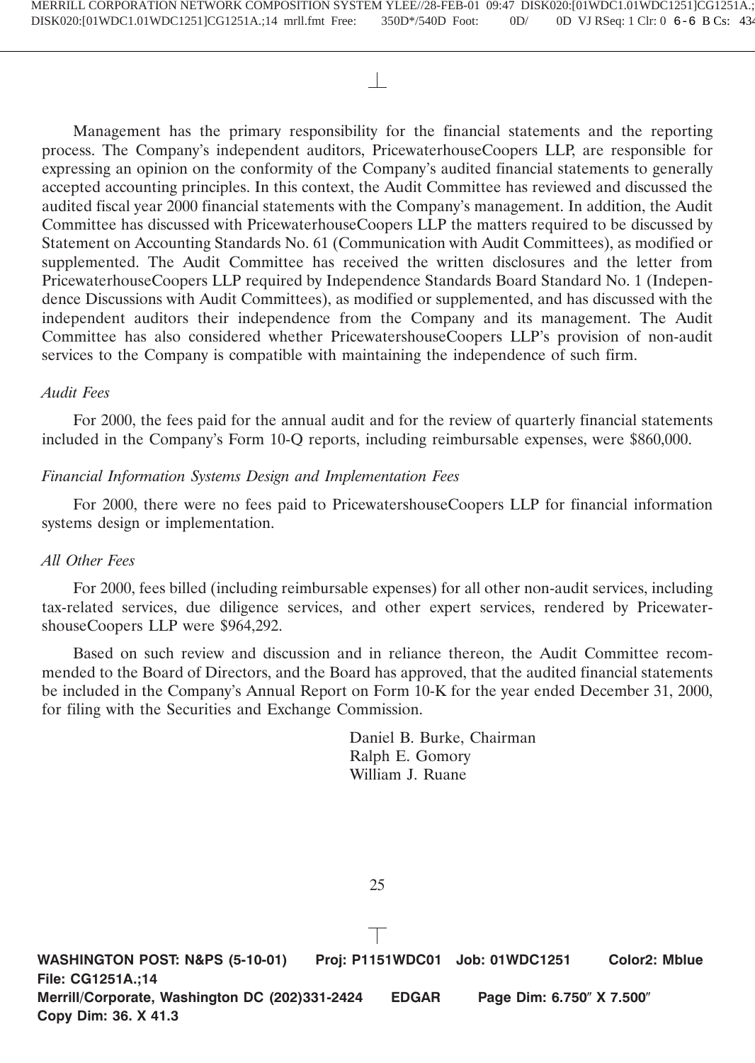Management has the primary responsibility for the financial statements and the reporting process. The Company's independent auditors, PricewaterhouseCoopers LLP, are responsible for expressing an opinion on the conformity of the Company's audited financial statements to generally accepted accounting principles. In this context, the Audit Committee has reviewed and discussed the audited fiscal year 2000 financial statements with the Company's management. In addition, the Audit Committee has discussed with PricewaterhouseCoopers LLP the matters required to be discussed by Statement on Accounting Standards No. 61 (Communication with Audit Committees), as modified or supplemented. The Audit Committee has received the written disclosures and the letter from PricewaterhouseCoopers LLP required by Independence Standards Board Standard No. 1 (Independence Discussions with Audit Committees), as modified or supplemented, and has discussed with the independent auditors their independence from the Company and its management. The Audit Committee has also considered whether PricewatershouseCoopers LLP's provision of non-audit services to the Company is compatible with maintaining the independence of such firm.

*Audit Fees*

For 2000, the fees paid for the annual audit and for the review of quarterly financial statements included in the Company's Form 10-Q reports, including reimbursable expenses, were $860,000.

*Financial Information Systems Design and Implementation Fees*

For 2000, there were no fees paid to PricewatershouseCoopers LLP for financial information systems design or implementation.

*All Other Fees*

For 2000, fees billed (including reimbursable expenses) for all other non-audit services, including tax-related services, due diligence services, and other expert services, rendered by PricewatershouseCoopers LLP were $964,292.

Based on such review and discussion and in reliance thereon, the Audit Committee recommended to the Board of Directors, and the Board has approved, that the audited financial statements be included in the Company's Annual Report on Form 10-K for the year ended December 31, 2000, for filing with the Securities and Exchange Commission.

Daniel B. Burke, Chairman
Ralph E. Gomory
William J. Ruane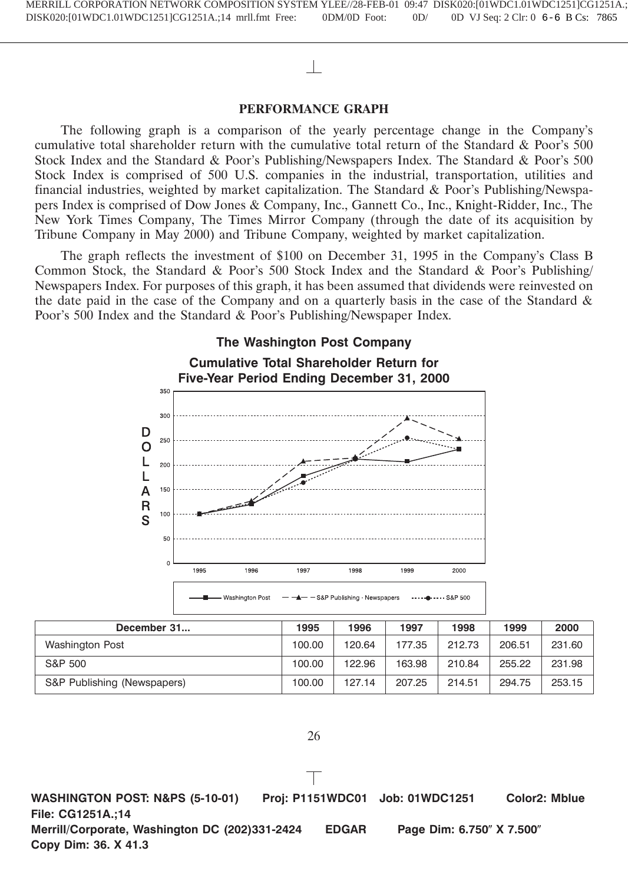## PERFORMANCE GRAPH

The following graph is a comparison of the yearly percentage change in the Company's cumulative total shareholder return with the cumulative total return of the Standard & Poor's 500 Stock Index and the Standard & Poor's Publishing/Newspapers Index. The Standard & Poor's 500 Stock Index is comprised of 500 U.S. companies in the industrial, transportation, utilities and financial industries, weighted by market capitalization. The Standard & Poor's Publishing/Newspapers Index is comprised of Dow Jones & Company, Inc., Gannett Co., Inc., Knight-Ridder, Inc., The New York Times Company, The Times Mirror Company (through the date of its acquisition by Tribune Company in May 2000) and Tribune Company, weighted by market capitalization.

The graph reflects the investment of $100 on December 31, 1995 in the Company's Class B Common Stock, the Standard & Poor's 500 Stock Index and the Standard & Poor's Publishing/Newspapers Index. For purposes of this graph, it has been assumed that dividends were reinvested on the date paid in the case of the Company and on a quarterly basis in the case of the Standard & Poor's 500 Index and the Standard & Poor's Publishing/Newspaper Index.

**The Washington Post Company**

**Cumulative Total Shareholder Return for Five-Year Period Ending December 31, 2000**

| December 31... | 1995 | 1996 | 1997 | 1998 | 1999 | 2000 |
|---|---|---|---|---|---|---|
| Washington Post | 100.00 | 120.64 | 177.35 | 212.73 | 206.51 | 231.60 |
| S&P 500 | 100.00 | 122.96 | 163.98 | 210.84 | 255.22 | 231.98 |
| S&P Publishing (Newspapers) | 100.00 | 127.14 | 207.25 | 214.51 | 294.75 | 253.15 |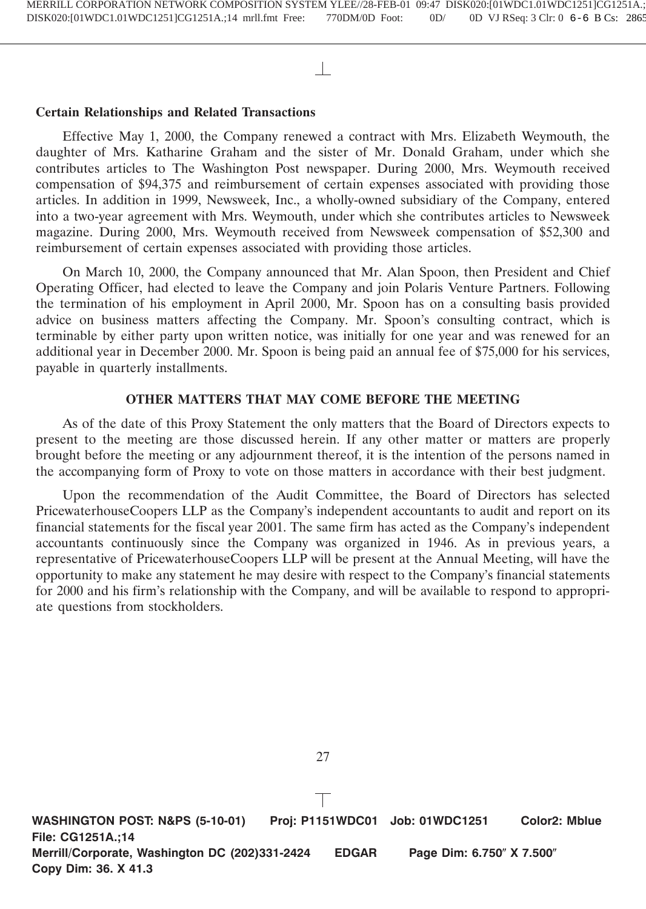**Certain Relationships and Related Transactions**

Effective May 1, 2000, the Company renewed a contract with Mrs. Elizabeth Weymouth, the daughter of Mrs. Katharine Graham and the sister of Mr. Donald Graham, under which she contributes articles to The Washington Post newspaper. During 2000, Mrs. Weymouth received compensation of $94,375 and reimbursement of certain expenses associated with providing those articles. In addition in 1999, Newsweek, Inc., a wholly-owned subsidiary of the Company, entered into a two-year agreement with Mrs. Weymouth, under which she contributes articles to Newsweek magazine. During 2000, Mrs. Weymouth received from Newsweek compensation of $52,300 and reimbursement of certain expenses associated with providing those articles.

On March 10, 2000, the Company announced that Mr. Alan Spoon, then President and Chief Operating Officer, had elected to leave the Company and join Polaris Venture Partners. Following the termination of his employment in April 2000, Mr. Spoon has on a consulting basis provided advice on business matters affecting the Company. Mr. Spoon's consulting contract, which is terminable by either party upon written notice, was initially for one year and was renewed for an additional year in December 2000. Mr. Spoon is being paid an annual fee of $75,000 for his services, payable in quarterly installments.

## OTHER MATTERS THAT MAY COME BEFORE THE MEETING

As of the date of this Proxy Statement the only matters that the Board of Directors expects to present to the meeting are those discussed herein. If any other matter or matters are properly brought before the meeting or any adjournment thereof, it is the intention of the persons named in the accompanying form of Proxy to vote on those matters in accordance with their best judgment.

Upon the recommendation of the Audit Committee, the Board of Directors has selected PricewaterhouseCoopers LLP as the Company's independent accountants to audit and report on its financial statements for the fiscal year 2001. The same firm has acted as the Company's independent accountants continuously since the Company was organized in 1946. As in previous years, a representative of PricewaterhouseCoopers LLP will be present at the Annual Meeting, will have the opportunity to make any statement he may desire with respect to the Company's financial statements for 2000 and his firm's relationship with the Company, and will be available to respond to appropriate questions from stockholders.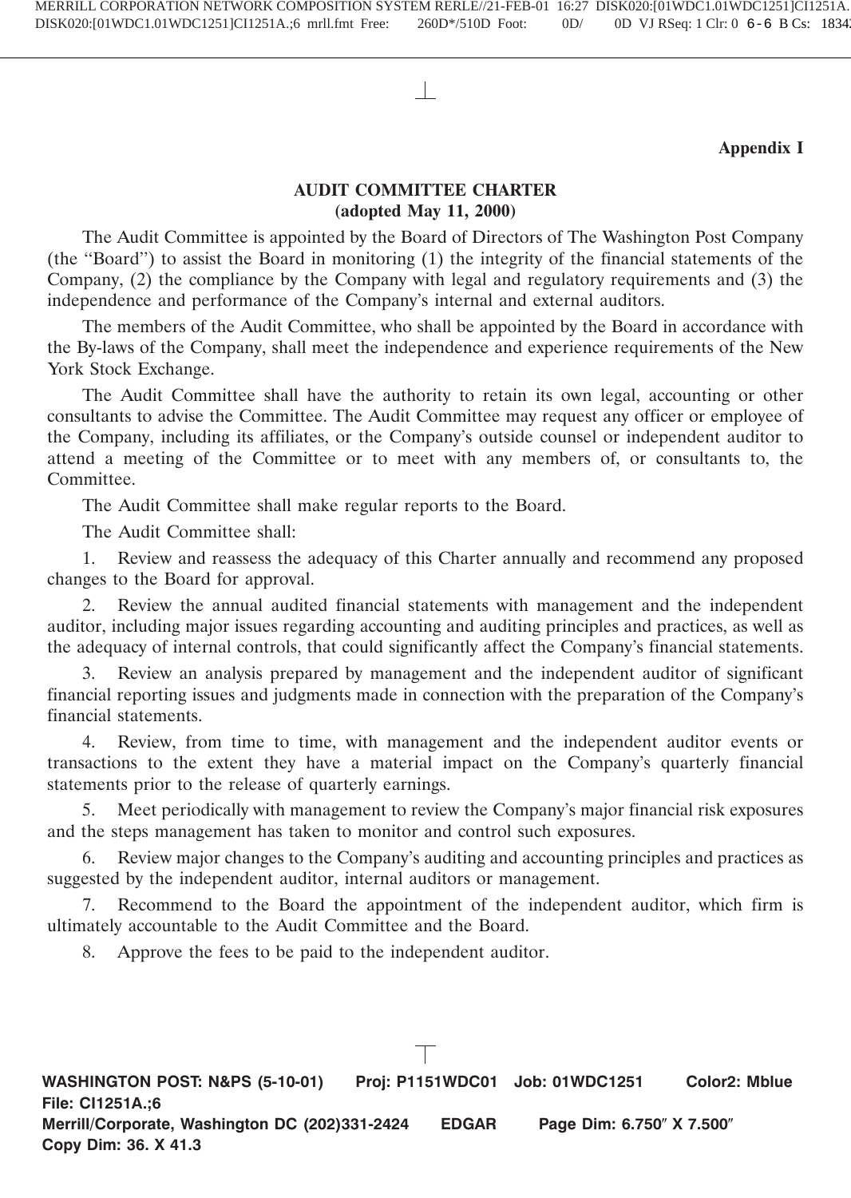**Appendix I**

## AUDIT COMMITTEE CHARTER
**(adopted May 11, 2000)**

The Audit Committee is appointed by the Board of Directors of The Washington Post Company (the ''Board'') to assist the Board in monitoring (1) the integrity of the financial statements of the Company, (2) the compliance by the Company with legal and regulatory requirements and (3) the independence and performance of the Company's internal and external auditors.

The members of the Audit Committee, who shall be appointed by the Board in accordance with the By-laws of the Company, shall meet the independence and experience requirements of the New York Stock Exchange.

The Audit Committee shall have the authority to retain its own legal, accounting or other consultants to advise the Committee. The Audit Committee may request any officer or employee of the Company, including its affiliates, or the Company's outside counsel or independent auditor to attend a meeting of the Committee or to meet with any members of, or consultants to, the Committee.

The Audit Committee shall make regular reports to the Board.

The Audit Committee shall:

1. Review and reassess the adequacy of this Charter annually and recommend any proposed changes to the Board for approval.

2. Review the annual audited financial statements with management and the independent auditor, including major issues regarding accounting and auditing principles and practices, as well as the adequacy of internal controls, that could significantly affect the Company's financial statements.

3. Review an analysis prepared by management and the independent auditor of significant financial reporting issues and judgments made in connection with the preparation of the Company's financial statements.

4. Review, from time to time, with management and the independent auditor events or transactions to the extent they have a material impact on the Company's quarterly financial statements prior to the release of quarterly earnings.

5. Meet periodically with management to review the Company's major financial risk exposures and the steps management has taken to monitor and control such exposures.

6. Review major changes to the Company's auditing and accounting principles and practices as suggested by the independent auditor, internal auditors or management.

7. Recommend to the Board the appointment of the independent auditor, which firm is ultimately accountable to the Audit Committee and the Board.

8. Approve the fees to be paid to the independent auditor.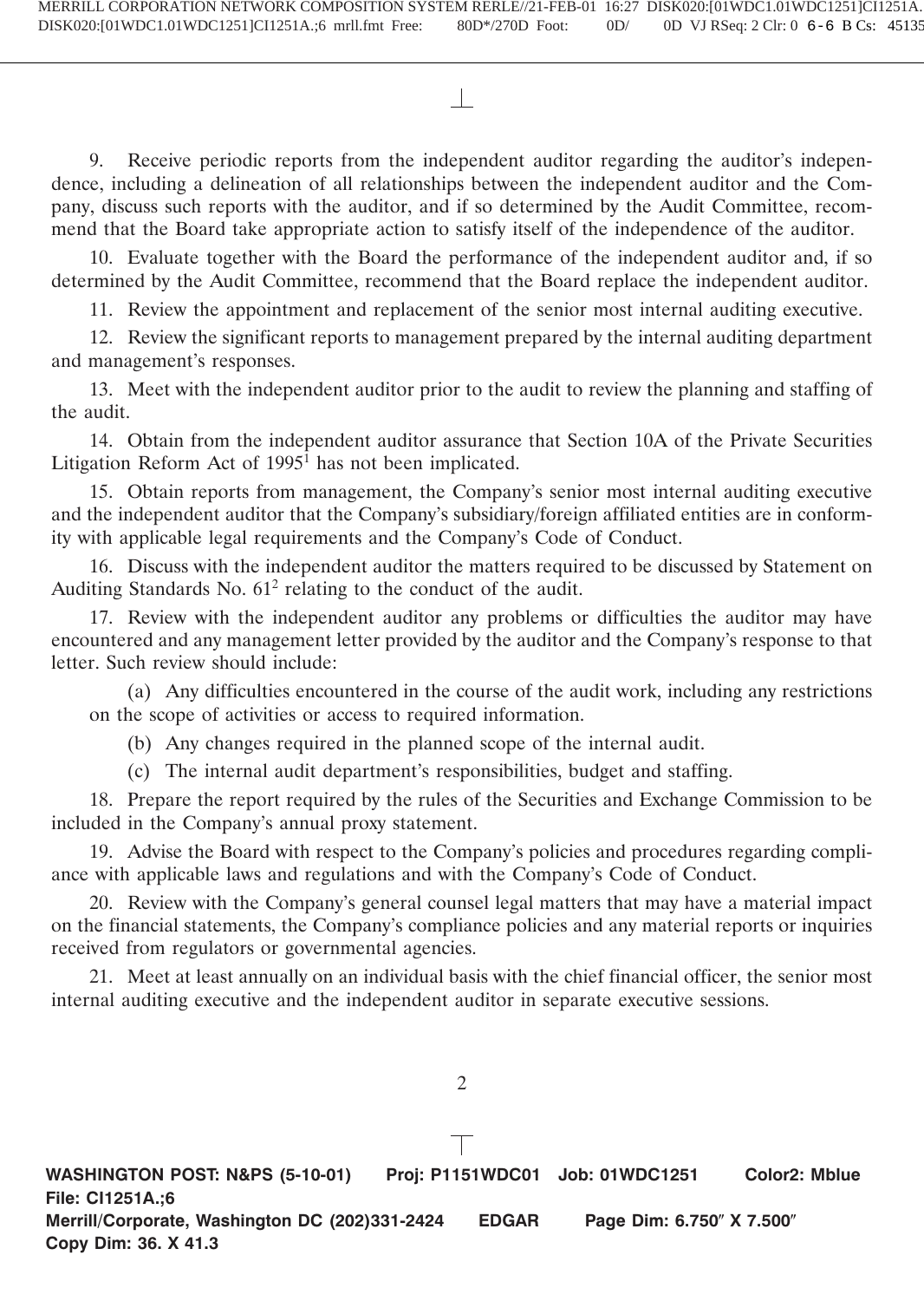9. Receive periodic reports from the independent auditor regarding the auditor's independence, including a delineation of all relationships between the independent auditor and the Company, discuss such reports with the auditor, and if so determined by the Audit Committee, recommend that the Board take appropriate action to satisfy itself of the independence of the auditor.

10. Evaluate together with the Board the performance of the independent auditor and, if so determined by the Audit Committee, recommend that the Board replace the independent auditor.

11. Review the appointment and replacement of the senior most internal auditing executive.

12. Review the significant reports to management prepared by the internal auditing department and management's responses.

13. Meet with the independent auditor prior to the audit to review the planning and staffing of the audit.

14. Obtain from the independent auditor assurance that Section 10A of the Private Securities Litigation Reform Act of 1995[1] has not been implicated.

15. Obtain reports from management, the Company's senior most internal auditing executive and the independent auditor that the Company's subsidiary/foreign affiliated entities are in conformity with applicable legal requirements and the Company's Code of Conduct.

16. Discuss with the independent auditor the matters required to be discussed by Statement on Auditing Standards No. 61[2] relating to the conduct of the audit.

17. Review with the independent auditor any problems or difficulties the auditor may have encountered and any management letter provided by the auditor and the Company's response to that letter. Such review should include:

(a) Any difficulties encountered in the course of the audit work, including any restrictions on the scope of activities or access to required information.

(b) Any changes required in the planned scope of the internal audit.

(c) The internal audit department's responsibilities, budget and staffing.

18. Prepare the report required by the rules of the Securities and Exchange Commission to be included in the Company's annual proxy statement.

19. Advise the Board with respect to the Company's policies and procedures regarding compliance with applicable laws and regulations and with the Company's Code of Conduct.

20. Review with the Company's general counsel legal matters that may have a material impact on the financial statements, the Company's compliance policies and any material reports or inquiries received from regulators or governmental agencies.

21. Meet at least annually on an individual basis with the chief financial officer, the senior most internal auditing executive and the independent auditor in separate executive sessions.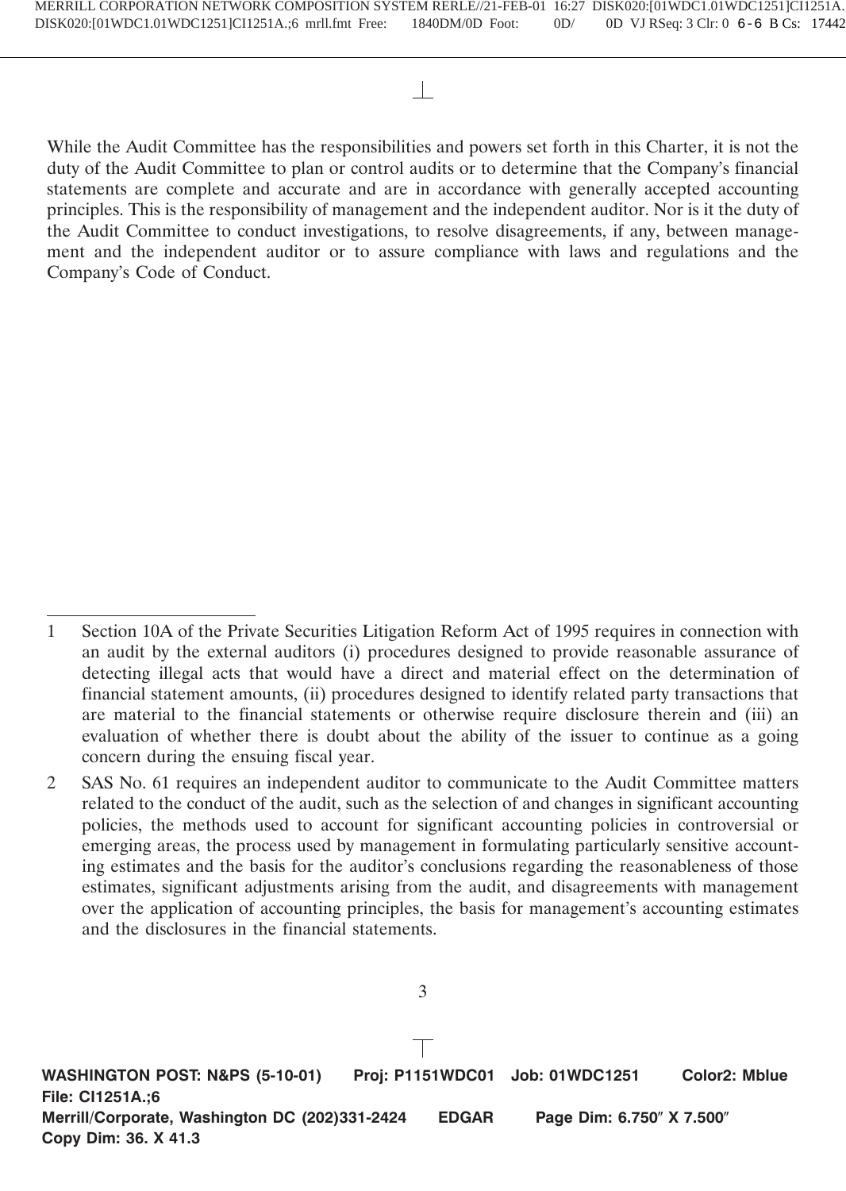While the Audit Committee has the responsibilities and powers set forth in this Charter, it is not the duty of the Audit Committee to plan or control audits or to determine that the Company's financial statements are complete and accurate and are in accordance with generally accepted accounting principles. This is the responsibility of management and the independent auditor. Nor is it the duty of the Audit Committee to conduct investigations, to resolve disagreements, if any, between management and the independent auditor or to assure compliance with laws and regulations and the Company's Code of Conduct.

---

1 Section 10A of the Private Securities Litigation Reform Act of 1995 requires in connection with an audit by the external auditors (i) procedures designed to provide reasonable assurance of detecting illegal acts that would have a direct and material effect on the determination of financial statement amounts, (ii) procedures designed to identify related party transactions that are material to the financial statements or otherwise require disclosure therein and (iii) an evaluation of whether there is doubt about the ability of the issuer to continue as a going concern during the ensuing fiscal year.

2 SAS No. 61 requires an independent auditor to communicate to the Audit Committee matters related to the conduct of the audit, such as the selection of and changes in significant accounting policies, the methods used to account for significant accounting policies in controversial or emerging areas, the process used by management in formulating particularly sensitive accounting estimates and the basis for the auditor's conclusions regarding the reasonableness of those estimates, significant adjustments arising from the audit, and disagreements with management over the application of accounting principles, the basis for management's accounting estimates and the disclosures in the financial statements.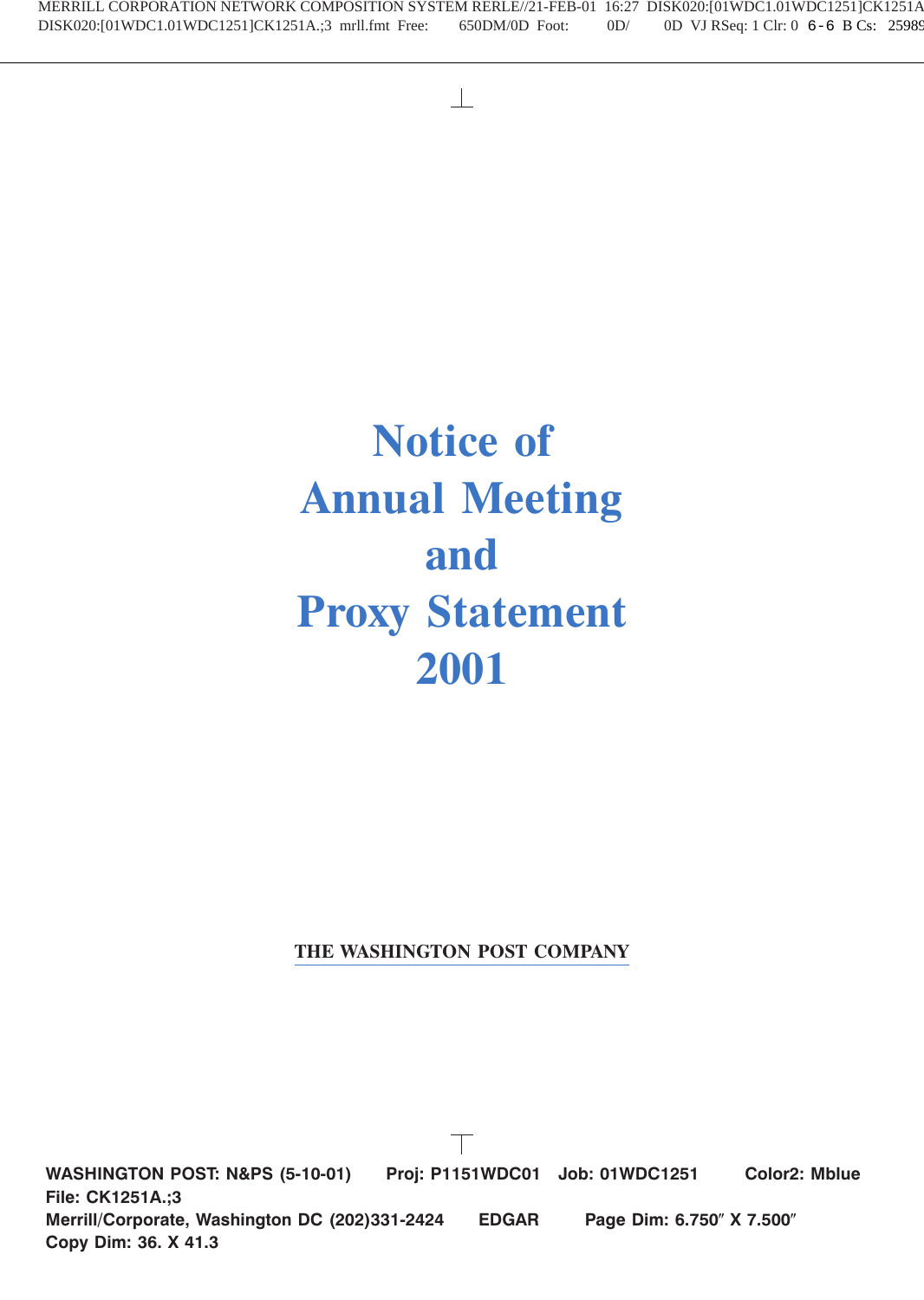# Notice of Annual Meeting and Proxy Statement 2001

THE WASHINGTON POST COMPANY